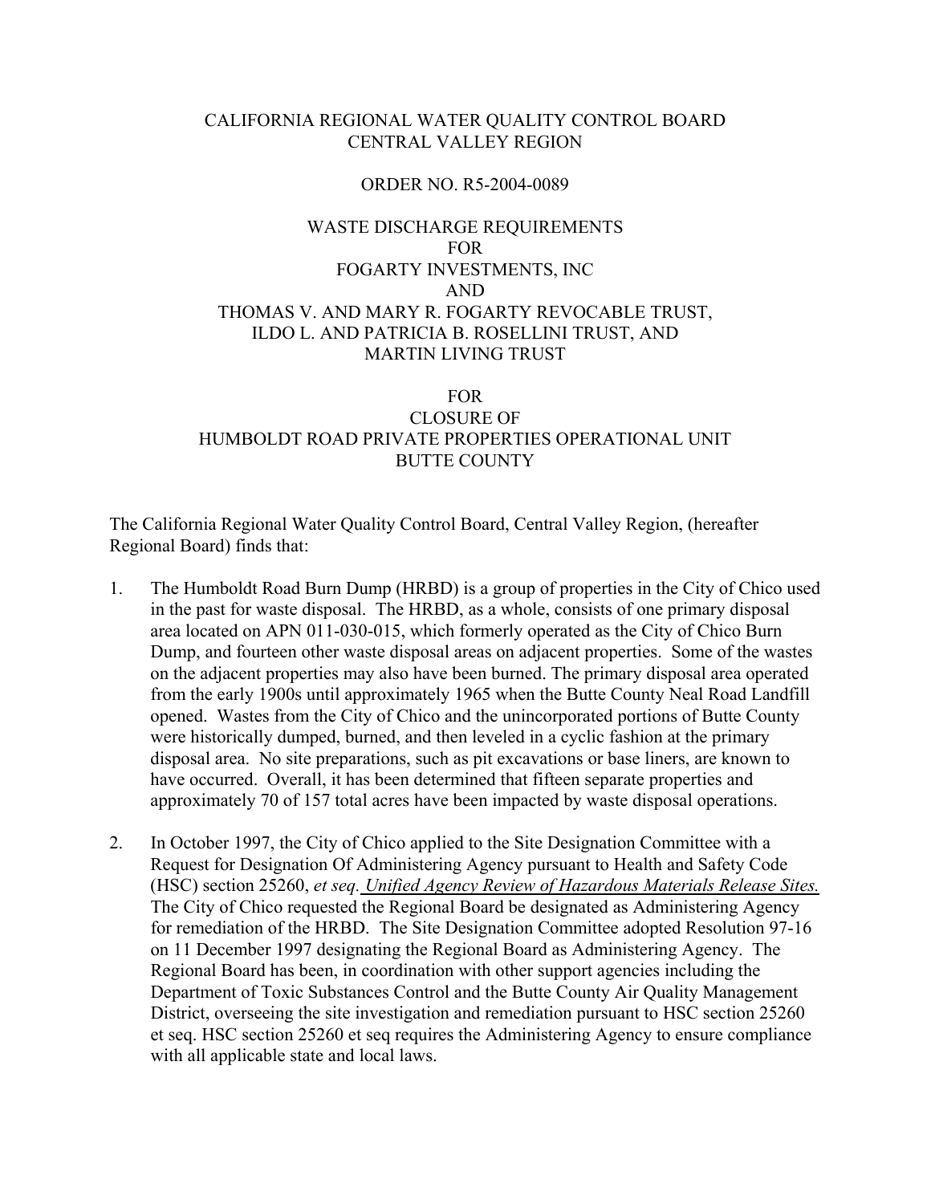CALIFORNIA REGIONAL WATER QUALITY CONTROL BOARD
CENTRAL VALLEY REGION

ORDER NO. R5-2004-0089

WASTE DISCHARGE REQUIREMENTS
FOR
FOGARTY INVESTMENTS, INC
AND
THOMAS V. AND MARY R. FOGARTY REVOCABLE TRUST,
ILDO L. AND PATRICIA B. ROSELLINI TRUST, AND
MARTIN LIVING TRUST

FOR
CLOSURE OF
HUMBOLDT ROAD PRIVATE PROPERTIES OPERATIONAL UNIT
BUTTE COUNTY

The California Regional Water Quality Control Board, Central Valley Region, (hereafter Regional Board) finds that:

1. The Humboldt Road Burn Dump (HRBD) is a group of properties in the City of Chico used in the past for waste disposal. The HRBD, as a whole, consists of one primary disposal area located on APN 011-030-015, which formerly operated as the City of Chico Burn Dump, and fourteen other waste disposal areas on adjacent properties. Some of the wastes on the adjacent properties may also have been burned. The primary disposal area operated from the early 1900s until approximately 1965 when the Butte County Neal Road Landfill opened. Wastes from the City of Chico and the unincorporated portions of Butte County were historically dumped, burned, and then leveled in a cyclic fashion at the primary disposal area. No site preparations, such as pit excavations or base liners, are known to have occurred. Overall, it has been determined that fifteen separate properties and approximately 70 of 157 total acres have been impacted by waste disposal operations.

2. In October 1997, the City of Chico applied to the Site Designation Committee with a Request for Designation Of Administering Agency pursuant to Health and Safety Code (HSC) section 25260, *et seq.* <u>Unified Agency Review of Hazardous Materials Release Sites.</u> The City of Chico requested the Regional Board be designated as Administering Agency for remediation of the HRBD. The Site Designation Committee adopted Resolution 97-16 on 11 December 1997 designating the Regional Board as Administering Agency. The Regional Board has been, in coordination with other support agencies including the Department of Toxic Substances Control and the Butte County Air Quality Management District, overseeing the site investigation and remediation pursuant to HSC section 25260 et seq. HSC section 25260 et seq requires the Administering Agency to ensure compliance with all applicable state and local laws.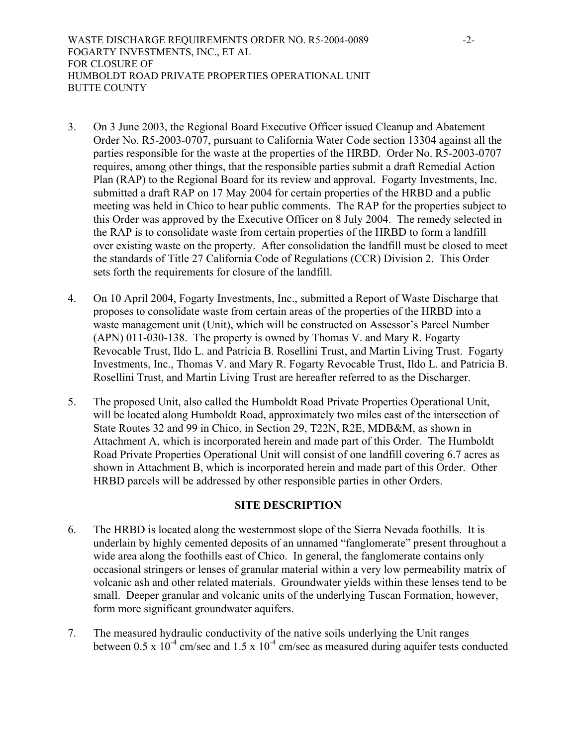3. On 3 June 2003, the Regional Board Executive Officer issued Cleanup and Abatement Order No. R5-2003-0707, pursuant to California Water Code section 13304 against all the parties responsible for the waste at the properties of the HRBD. Order No. R5-2003-0707 requires, among other things, that the responsible parties submit a draft Remedial Action Plan (RAP) to the Regional Board for its review and approval. Fogarty Investments, Inc. submitted a draft RAP on 17 May 2004 for certain properties of the HRBD and a public meeting was held in Chico to hear public comments. The RAP for the properties subject to this Order was approved by the Executive Officer on 8 July 2004. The remedy selected in the RAP is to consolidate waste from certain properties of the HRBD to form a landfill over existing waste on the property. After consolidation the landfill must be closed to meet the standards of Title 27 California Code of Regulations (CCR) Division 2. This Order sets forth the requirements for closure of the landfill.

4. On 10 April 2004, Fogarty Investments, Inc., submitted a Report of Waste Discharge that proposes to consolidate waste from certain areas of the properties of the HRBD into a waste management unit (Unit), which will be constructed on Assessor's Parcel Number (APN) 011-030-138. The property is owned by Thomas V. and Mary R. Fogarty Revocable Trust, Ildo L. and Patricia B. Rosellini Trust, and Martin Living Trust. Fogarty Investments, Inc., Thomas V. and Mary R. Fogarty Revocable Trust, Ildo L. and Patricia B. Rosellini Trust, and Martin Living Trust are hereafter referred to as the Discharger.

5. The proposed Unit, also called the Humboldt Road Private Properties Operational Unit, will be located along Humboldt Road, approximately two miles east of the intersection of State Routes 32 and 99 in Chico, in Section 29, T22N, R2E, MDB&M, as shown in Attachment A, which is incorporated herein and made part of this Order. The Humboldt Road Private Properties Operational Unit will consist of one landfill covering 6.7 acres as shown in Attachment B, which is incorporated herein and made part of this Order. Other HRBD parcels will be addressed by other responsible parties in other Orders.

## SITE DESCRIPTION

6. The HRBD is located along the westernmost slope of the Sierra Nevada foothills. It is underlain by highly cemented deposits of an unnamed "fanglomerate" present throughout a wide area along the foothills east of Chico. In general, the fanglomerate contains only occasional stringers or lenses of granular material within a very low permeability matrix of volcanic ash and other related materials. Groundwater yields within these lenses tend to be small. Deeper granular and volcanic units of the underlying Tuscan Formation, however, form more significant groundwater aquifers.

7. The measured hydraulic conductivity of the native soils underlying the Unit ranges between $0.5 \times 10^{-4}$ cm/sec and $1.5 \times 10^{-4}$ cm/sec as measured during aquifer tests conducted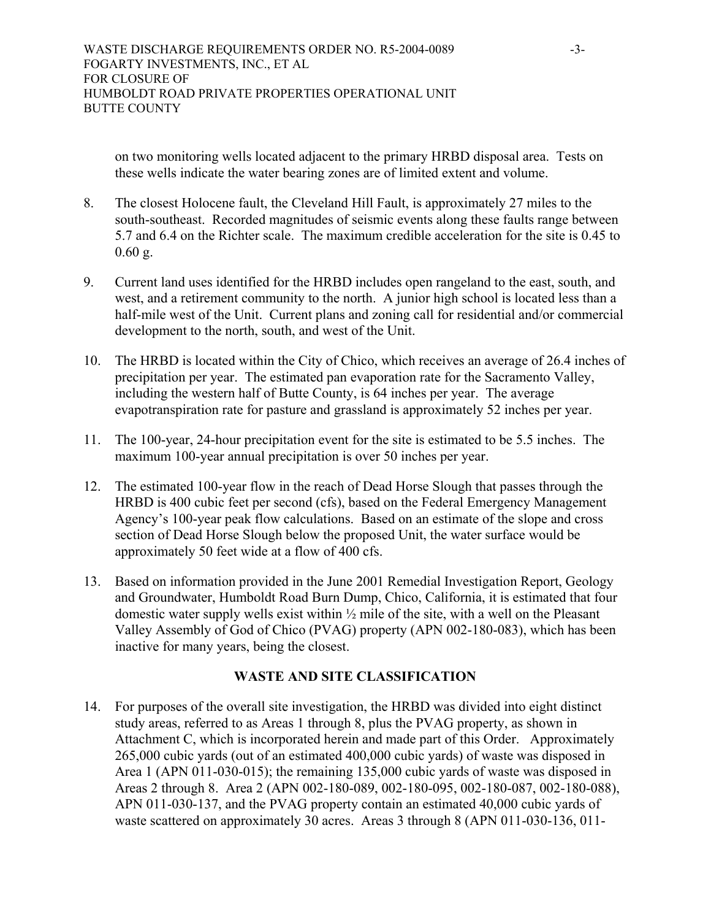on two monitoring wells located adjacent to the primary HRBD disposal area. Tests on these wells indicate the water bearing zones are of limited extent and volume.

8. The closest Holocene fault, the Cleveland Hill Fault, is approximately 27 miles to the south-southeast. Recorded magnitudes of seismic events along these faults range between 5.7 and 6.4 on the Richter scale. The maximum credible acceleration for the site is 0.45 to 0.60 g.

9. Current land uses identified for the HRBD includes open rangeland to the east, south, and west, and a retirement community to the north. A junior high school is located less than a half-mile west of the Unit. Current plans and zoning call for residential and/or commercial development to the north, south, and west of the Unit.

10. The HRBD is located within the City of Chico, which receives an average of 26.4 inches of precipitation per year. The estimated pan evaporation rate for the Sacramento Valley, including the western half of Butte County, is 64 inches per year. The average evapotranspiration rate for pasture and grassland is approximately 52 inches per year.

11. The 100-year, 24-hour precipitation event for the site is estimated to be 5.5 inches. The maximum 100-year annual precipitation is over 50 inches per year.

12. The estimated 100-year flow in the reach of Dead Horse Slough that passes through the HRBD is 400 cubic feet per second (cfs), based on the Federal Emergency Management Agency's 100-year peak flow calculations. Based on an estimate of the slope and cross section of Dead Horse Slough below the proposed Unit, the water surface would be approximately 50 feet wide at a flow of 400 cfs.

13. Based on information provided in the June 2001 Remedial Investigation Report, Geology and Groundwater, Humboldt Road Burn Dump, Chico, California, it is estimated that four domestic water supply wells exist within ½ mile of the site, with a well on the Pleasant Valley Assembly of God of Chico (PVAG) property (APN 002-180-083), which has been inactive for many years, being the closest.

## WASTE AND SITE CLASSIFICATION

14. For purposes of the overall site investigation, the HRBD was divided into eight distinct study areas, referred to as Areas 1 through 8, plus the PVAG property, as shown in Attachment C, which is incorporated herein and made part of this Order. Approximately 265,000 cubic yards (out of an estimated 400,000 cubic yards) of waste was disposed in Area 1 (APN 011-030-015); the remaining 135,000 cubic yards of waste was disposed in Areas 2 through 8. Area 2 (APN 002-180-089, 002-180-095, 002-180-087, 002-180-088), APN 011-030-137, and the PVAG property contain an estimated 40,000 cubic yards of waste scattered on approximately 30 acres. Areas 3 through 8 (APN 011-030-136, 011-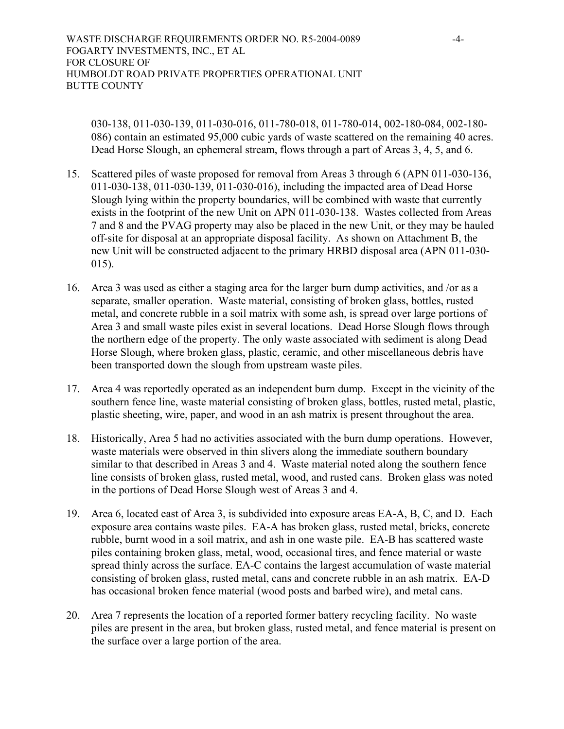030-138, 011-030-139, 011-030-016, 011-780-018, 011-780-014, 002-180-084, 002-180-086) contain an estimated 95,000 cubic yards of waste scattered on the remaining 40 acres. Dead Horse Slough, an ephemeral stream, flows through a part of Areas 3, 4, 5, and 6.

15. Scattered piles of waste proposed for removal from Areas 3 through 6 (APN 011-030-136, 011-030-138, 011-030-139, 011-030-016), including the impacted area of Dead Horse Slough lying within the property boundaries, will be combined with waste that currently exists in the footprint of the new Unit on APN 011-030-138. Wastes collected from Areas 7 and 8 and the PVAG property may also be placed in the new Unit, or they may be hauled off-site for disposal at an appropriate disposal facility. As shown on Attachment B, the new Unit will be constructed adjacent to the primary HRBD disposal area (APN 011-030-015).

16. Area 3 was used as either a staging area for the larger burn dump activities, and /or as a separate, smaller operation. Waste material, consisting of broken glass, bottles, rusted metal, and concrete rubble in a soil matrix with some ash, is spread over large portions of Area 3 and small waste piles exist in several locations. Dead Horse Slough flows through the northern edge of the property. The only waste associated with sediment is along Dead Horse Slough, where broken glass, plastic, ceramic, and other miscellaneous debris have been transported down the slough from upstream waste piles.

17. Area 4 was reportedly operated as an independent burn dump. Except in the vicinity of the southern fence line, waste material consisting of broken glass, bottles, rusted metal, plastic, plastic sheeting, wire, paper, and wood in an ash matrix is present throughout the area.

18. Historically, Area 5 had no activities associated with the burn dump operations. However, waste materials were observed in thin slivers along the immediate southern boundary similar to that described in Areas 3 and 4. Waste material noted along the southern fence line consists of broken glass, rusted metal, wood, and rusted cans. Broken glass was noted in the portions of Dead Horse Slough west of Areas 3 and 4.

19. Area 6, located east of Area 3, is subdivided into exposure areas EA-A, B, C, and D. Each exposure area contains waste piles. EA-A has broken glass, rusted metal, bricks, concrete rubble, burnt wood in a soil matrix, and ash in one waste pile. EA-B has scattered waste piles containing broken glass, metal, wood, occasional tires, and fence material or waste spread thinly across the surface. EA-C contains the largest accumulation of waste material consisting of broken glass, rusted metal, cans and concrete rubble in an ash matrix. EA-D has occasional broken fence material (wood posts and barbed wire), and metal cans.

20. Area 7 represents the location of a reported former battery recycling facility. No waste piles are present in the area, but broken glass, rusted metal, and fence material is present on the surface over a large portion of the area.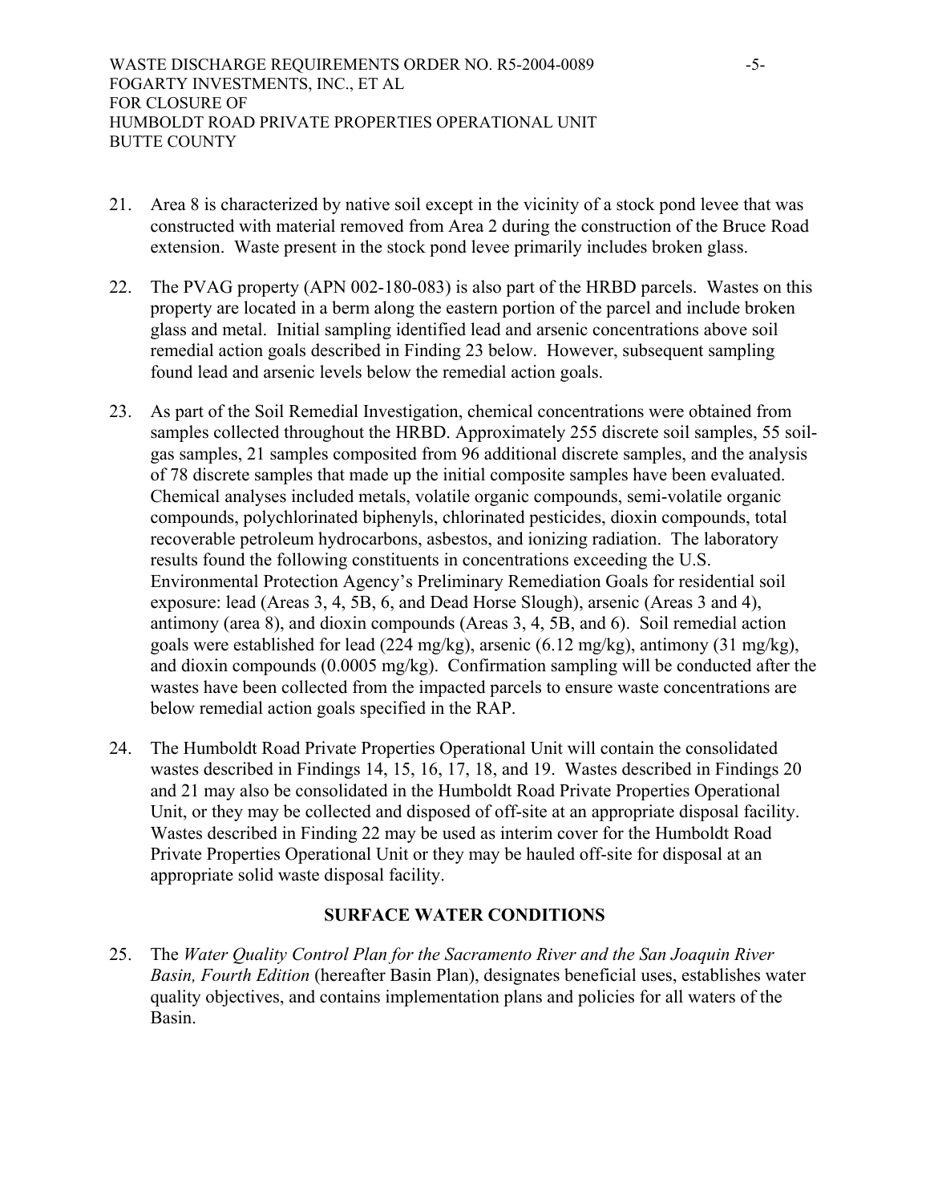21. Area 8 is characterized by native soil except in the vicinity of a stock pond levee that was constructed with material removed from Area 2 during the construction of the Bruce Road extension. Waste present in the stock pond levee primarily includes broken glass.

22. The PVAG property (APN 002-180-083) is also part of the HRBD parcels. Wastes on this property are located in a berm along the eastern portion of the parcel and include broken glass and metal. Initial sampling identified lead and arsenic concentrations above soil remedial action goals described in Finding 23 below. However, subsequent sampling found lead and arsenic levels below the remedial action goals.

23. As part of the Soil Remedial Investigation, chemical concentrations were obtained from samples collected throughout the HRBD. Approximately 255 discrete soil samples, 55 soil-gas samples, 21 samples composited from 96 additional discrete samples, and the analysis of 78 discrete samples that made up the initial composite samples have been evaluated. Chemical analyses included metals, volatile organic compounds, semi-volatile organic compounds, polychlorinated biphenyls, chlorinated pesticides, dioxin compounds, total recoverable petroleum hydrocarbons, asbestos, and ionizing radiation. The laboratory results found the following constituents in concentrations exceeding the U.S. Environmental Protection Agency's Preliminary Remediation Goals for residential soil exposure: lead (Areas 3, 4, 5B, 6, and Dead Horse Slough), arsenic (Areas 3 and 4), antimony (area 8), and dioxin compounds (Areas 3, 4, 5B, and 6). Soil remedial action goals were established for lead (224 mg/kg), arsenic (6.12 mg/kg), antimony (31 mg/kg), and dioxin compounds (0.0005 mg/kg). Confirmation sampling will be conducted after the wastes have been collected from the impacted parcels to ensure waste concentrations are below remedial action goals specified in the RAP.

24. The Humboldt Road Private Properties Operational Unit will contain the consolidated wastes described in Findings 14, 15, 16, 17, 18, and 19. Wastes described in Findings 20 and 21 may also be consolidated in the Humboldt Road Private Properties Operational Unit, or they may be collected and disposed of off-site at an appropriate disposal facility. Wastes described in Finding 22 may be used as interim cover for the Humboldt Road Private Properties Operational Unit or they may be hauled off-site for disposal at an appropriate solid waste disposal facility.

## SURFACE WATER CONDITIONS

25. The *Water Quality Control Plan for the Sacramento River and the San Joaquin River Basin, Fourth Edition* (hereafter Basin Plan), designates beneficial uses, establishes water quality objectives, and contains implementation plans and policies for all waters of the Basin.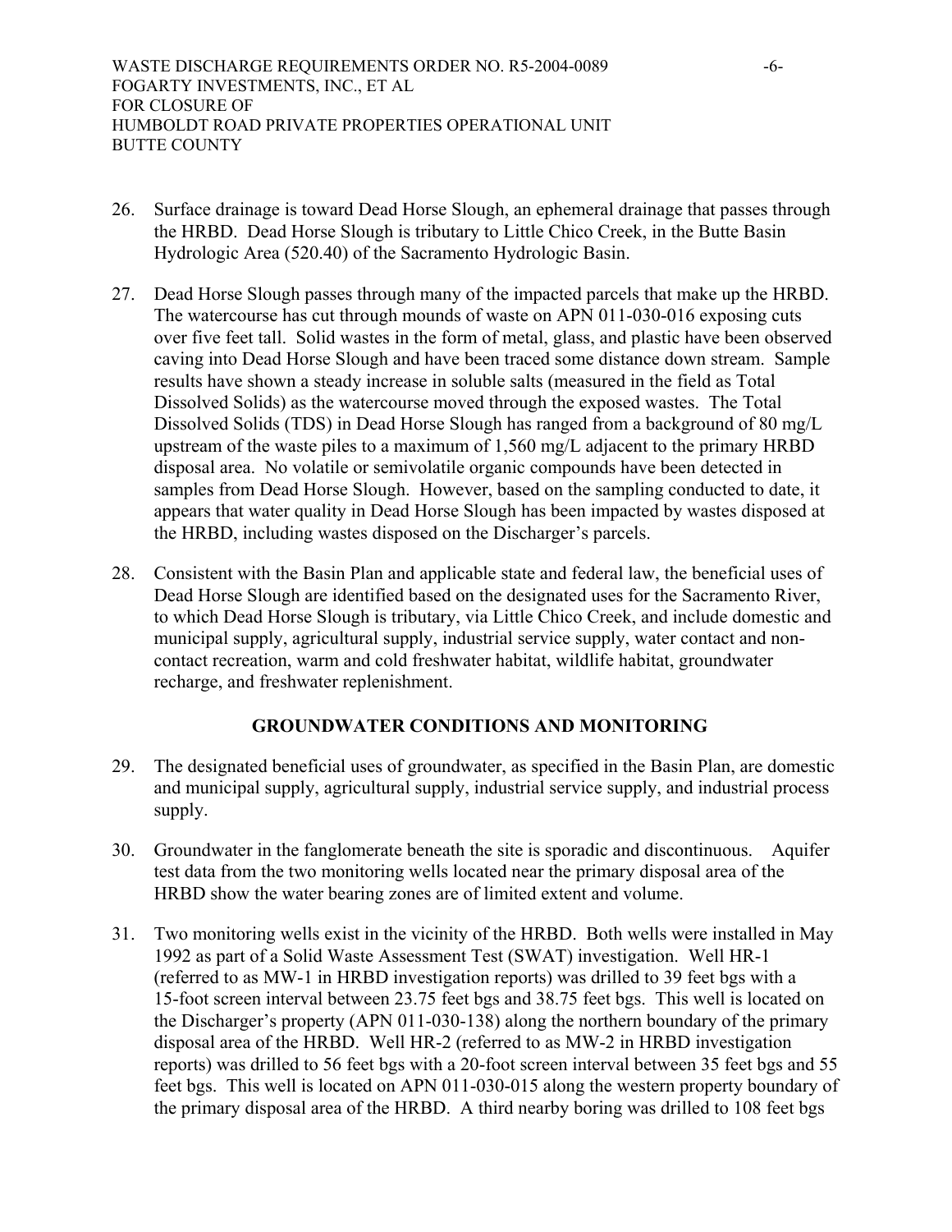26. Surface drainage is toward Dead Horse Slough, an ephemeral drainage that passes through the HRBD. Dead Horse Slough is tributary to Little Chico Creek, in the Butte Basin Hydrologic Area (520.40) of the Sacramento Hydrologic Basin.

27. Dead Horse Slough passes through many of the impacted parcels that make up the HRBD. The watercourse has cut through mounds of waste on APN 011-030-016 exposing cuts over five feet tall. Solid wastes in the form of metal, glass, and plastic have been observed caving into Dead Horse Slough and have been traced some distance down stream. Sample results have shown a steady increase in soluble salts (measured in the field as Total Dissolved Solids) as the watercourse moved through the exposed wastes. The Total Dissolved Solids (TDS) in Dead Horse Slough has ranged from a background of 80 mg/L upstream of the waste piles to a maximum of 1,560 mg/L adjacent to the primary HRBD disposal area. No volatile or semivolatile organic compounds have been detected in samples from Dead Horse Slough. However, based on the sampling conducted to date, it appears that water quality in Dead Horse Slough has been impacted by wastes disposed at the HRBD, including wastes disposed on the Discharger's parcels.

28. Consistent with the Basin Plan and applicable state and federal law, the beneficial uses of Dead Horse Slough are identified based on the designated uses for the Sacramento River, to which Dead Horse Slough is tributary, via Little Chico Creek, and include domestic and municipal supply, agricultural supply, industrial service supply, water contact and non-contact recreation, warm and cold freshwater habitat, wildlife habitat, groundwater recharge, and freshwater replenishment.

## GROUNDWATER CONDITIONS AND MONITORING

29. The designated beneficial uses of groundwater, as specified in the Basin Plan, are domestic and municipal supply, agricultural supply, industrial service supply, and industrial process supply.

30. Groundwater in the fanglomerate beneath the site is sporadic and discontinuous. Aquifer test data from the two monitoring wells located near the primary disposal area of the HRBD show the water bearing zones are of limited extent and volume.

31. Two monitoring wells exist in the vicinity of the HRBD. Both wells were installed in May 1992 as part of a Solid Waste Assessment Test (SWAT) investigation. Well HR-1 (referred to as MW-1 in HRBD investigation reports) was drilled to 39 feet bgs with a 15-foot screen interval between 23.75 feet bgs and 38.75 feet bgs. This well is located on the Discharger's property (APN 011-030-138) along the northern boundary of the primary disposal area of the HRBD. Well HR-2 (referred to as MW-2 in HRBD investigation reports) was drilled to 56 feet bgs with a 20-foot screen interval between 35 feet bgs and 55 feet bgs. This well is located on APN 011-030-015 along the western property boundary of the primary disposal area of the HRBD. A third nearby boring was drilled to 108 feet bgs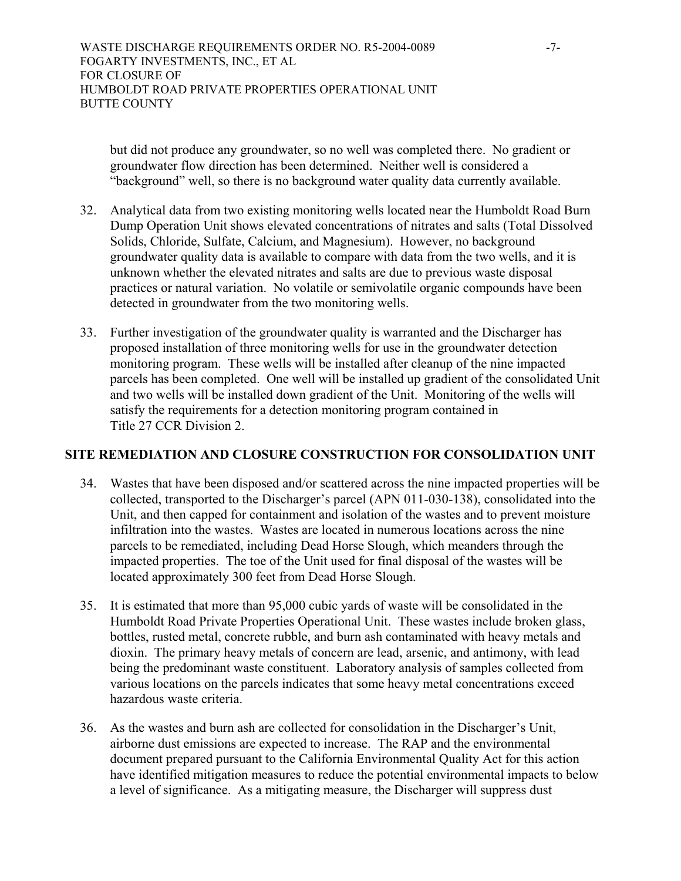but did not produce any groundwater, so no well was completed there. No gradient or groundwater flow direction has been determined. Neither well is considered a "background" well, so there is no background water quality data currently available.

32. Analytical data from two existing monitoring wells located near the Humboldt Road Burn Dump Operation Unit shows elevated concentrations of nitrates and salts (Total Dissolved Solids, Chloride, Sulfate, Calcium, and Magnesium). However, no background groundwater quality data is available to compare with data from the two wells, and it is unknown whether the elevated nitrates and salts are due to previous waste disposal practices or natural variation. No volatile or semivolatile organic compounds have been detected in groundwater from the two monitoring wells.

33. Further investigation of the groundwater quality is warranted and the Discharger has proposed installation of three monitoring wells for use in the groundwater detection monitoring program. These wells will be installed after cleanup of the nine impacted parcels has been completed. One well will be installed up gradient of the consolidated Unit and two wells will be installed down gradient of the Unit. Monitoring of the wells will satisfy the requirements for a detection monitoring program contained in Title 27 CCR Division 2.

## SITE REMEDIATION AND CLOSURE CONSTRUCTION FOR CONSOLIDATION UNIT

34. Wastes that have been disposed and/or scattered across the nine impacted properties will be collected, transported to the Discharger's parcel (APN 011-030-138), consolidated into the Unit, and then capped for containment and isolation of the wastes and to prevent moisture infiltration into the wastes. Wastes are located in numerous locations across the nine parcels to be remediated, including Dead Horse Slough, which meanders through the impacted properties. The toe of the Unit used for final disposal of the wastes will be located approximately 300 feet from Dead Horse Slough.

35. It is estimated that more than 95,000 cubic yards of waste will be consolidated in the Humboldt Road Private Properties Operational Unit. These wastes include broken glass, bottles, rusted metal, concrete rubble, and burn ash contaminated with heavy metals and dioxin. The primary heavy metals of concern are lead, arsenic, and antimony, with lead being the predominant waste constituent. Laboratory analysis of samples collected from various locations on the parcels indicates that some heavy metal concentrations exceed hazardous waste criteria.

36. As the wastes and burn ash are collected for consolidation in the Discharger's Unit, airborne dust emissions are expected to increase. The RAP and the environmental document prepared pursuant to the California Environmental Quality Act for this action have identified mitigation measures to reduce the potential environmental impacts to below a level of significance. As a mitigating measure, the Discharger will suppress dust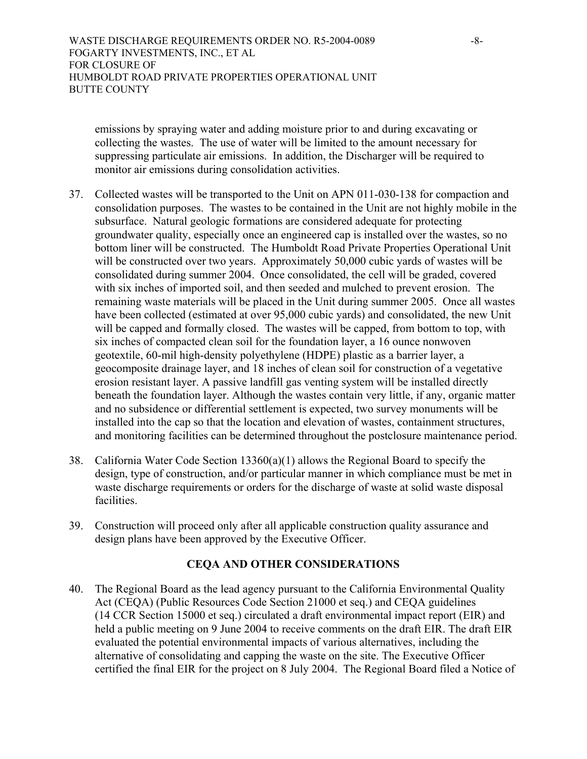emissions by spraying water and adding moisture prior to and during excavating or collecting the wastes. The use of water will be limited to the amount necessary for suppressing particulate air emissions. In addition, the Discharger will be required to monitor air emissions during consolidation activities.

37. Collected wastes will be transported to the Unit on APN 011-030-138 for compaction and consolidation purposes. The wastes to be contained in the Unit are not highly mobile in the subsurface. Natural geologic formations are considered adequate for protecting groundwater quality, especially once an engineered cap is installed over the wastes, so no bottom liner will be constructed. The Humboldt Road Private Properties Operational Unit will be constructed over two years. Approximately 50,000 cubic yards of wastes will be consolidated during summer 2004. Once consolidated, the cell will be graded, covered with six inches of imported soil, and then seeded and mulched to prevent erosion. The remaining waste materials will be placed in the Unit during summer 2005. Once all wastes have been collected (estimated at over 95,000 cubic yards) and consolidated, the new Unit will be capped and formally closed. The wastes will be capped, from bottom to top, with six inches of compacted clean soil for the foundation layer, a 16 ounce nonwoven geotextile, 60-mil high-density polyethylene (HDPE) plastic as a barrier layer, a geocomposite drainage layer, and 18 inches of clean soil for construction of a vegetative erosion resistant layer. A passive landfill gas venting system will be installed directly beneath the foundation layer. Although the wastes contain very little, if any, organic matter and no subsidence or differential settlement is expected, two survey monuments will be installed into the cap so that the location and elevation of wastes, containment structures, and monitoring facilities can be determined throughout the postclosure maintenance period.

38. California Water Code Section 13360(a)(1) allows the Regional Board to specify the design, type of construction, and/or particular manner in which compliance must be met in waste discharge requirements or orders for the discharge of waste at solid waste disposal facilities.

39. Construction will proceed only after all applicable construction quality assurance and design plans have been approved by the Executive Officer.

## CEQA AND OTHER CONSIDERATIONS

40. The Regional Board as the lead agency pursuant to the California Environmental Quality Act (CEQA) (Public Resources Code Section 21000 et seq.) and CEQA guidelines (14 CCR Section 15000 et seq.) circulated a draft environmental impact report (EIR) and held a public meeting on 9 June 2004 to receive comments on the draft EIR. The draft EIR evaluated the potential environmental impacts of various alternatives, including the alternative of consolidating and capping the waste on the site. The Executive Officer certified the final EIR for the project on 8 July 2004. The Regional Board filed a Notice of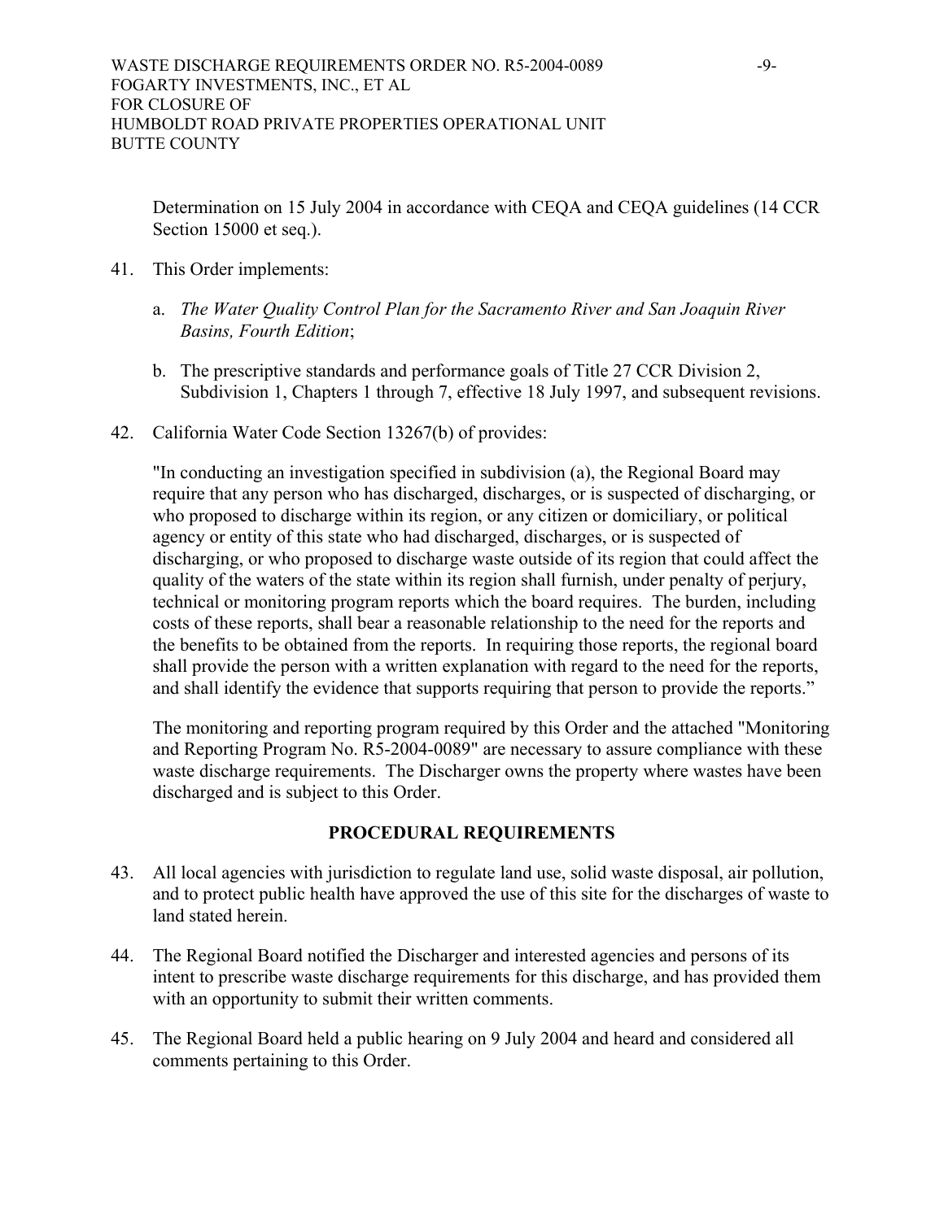Determination on 15 July 2004 in accordance with CEQA and CEQA guidelines (14 CCR Section 15000 et seq.).

41. This Order implements:

    a. *The Water Quality Control Plan for the Sacramento River and San Joaquin River Basins, Fourth Edition*;

    b. The prescriptive standards and performance goals of Title 27 CCR Division 2, Subdivision 1, Chapters 1 through 7, effective 18 July 1997, and subsequent revisions.

42. California Water Code Section 13267(b) of provides:

    "In conducting an investigation specified in subdivision (a), the Regional Board may require that any person who has discharged, discharges, or is suspected of discharging, or who proposed to discharge within its region, or any citizen or domiciliary, or political agency or entity of this state who had discharged, discharges, or is suspected of discharging, or who proposed to discharge waste outside of its region that could affect the quality of the waters of the state within its region shall furnish, under penalty of perjury, technical or monitoring program reports which the board requires. The burden, including costs of these reports, shall bear a reasonable relationship to the need for the reports and the benefits to be obtained from the reports. In requiring those reports, the regional board shall provide the person with a written explanation with regard to the need for the reports, and shall identify the evidence that supports requiring that person to provide the reports."

    The monitoring and reporting program required by this Order and the attached "Monitoring and Reporting Program No. R5-2004-0089" are necessary to assure compliance with these waste discharge requirements. The Discharger owns the property where wastes have been discharged and is subject to this Order.

## PROCEDURAL REQUIREMENTS

43. All local agencies with jurisdiction to regulate land use, solid waste disposal, air pollution, and to protect public health have approved the use of this site for the discharges of waste to land stated herein.

44. The Regional Board notified the Discharger and interested agencies and persons of its intent to prescribe waste discharge requirements for this discharge, and has provided them with an opportunity to submit their written comments.

45. The Regional Board held a public hearing on 9 July 2004 and heard and considered all comments pertaining to this Order.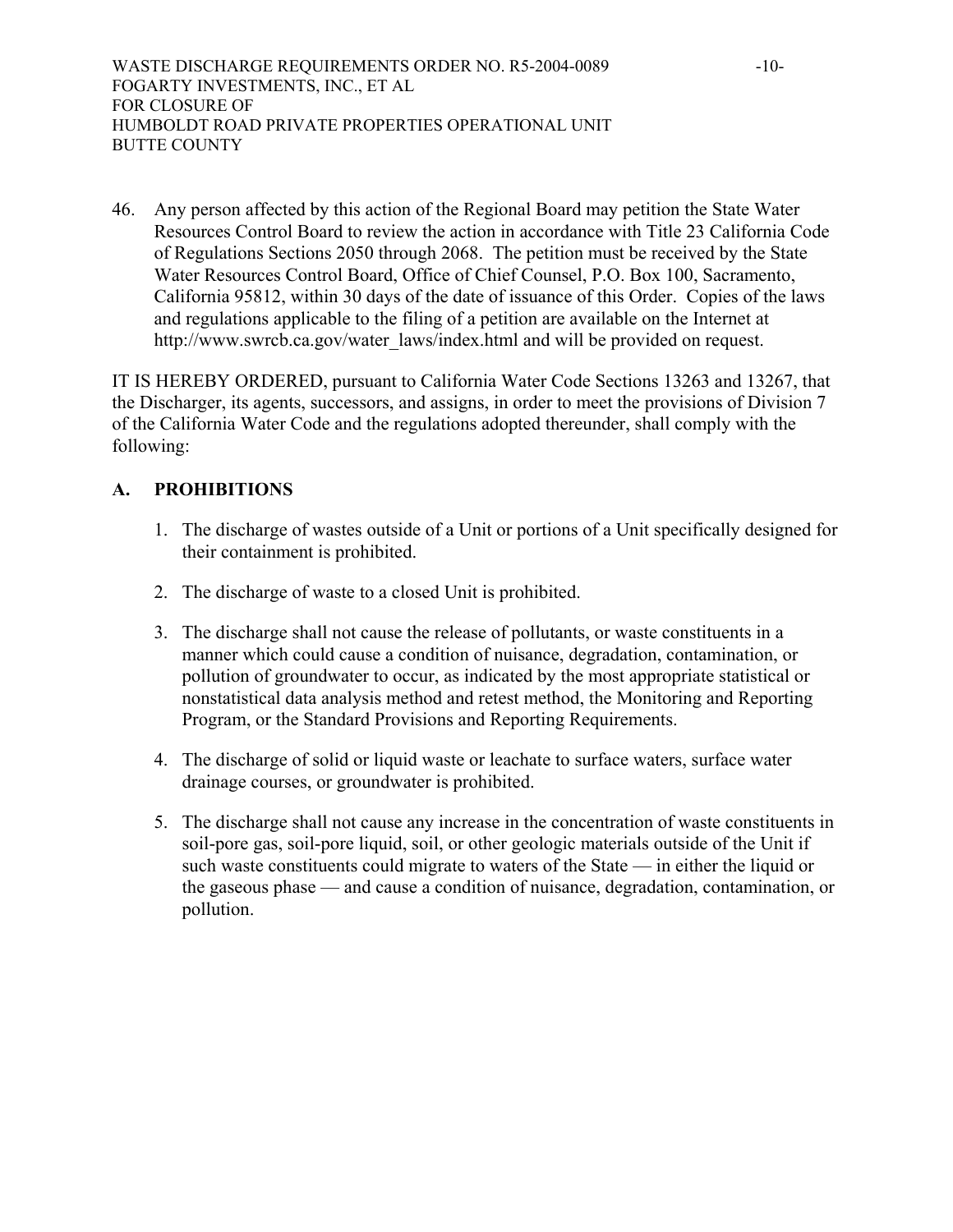46. Any person affected by this action of the Regional Board may petition the State Water Resources Control Board to review the action in accordance with Title 23 California Code of Regulations Sections 2050 through 2068. The petition must be received by the State Water Resources Control Board, Office of Chief Counsel, P.O. Box 100, Sacramento, California 95812, within 30 days of the date of issuance of this Order. Copies of the laws and regulations applicable to the filing of a petition are available on the Internet at http://www.swrcb.ca.gov/water_laws/index.html and will be provided on request.

IT IS HEREBY ORDERED, pursuant to California Water Code Sections 13263 and 13267, that the Discharger, its agents, successors, and assigns, in order to meet the provisions of Division 7 of the California Water Code and the regulations adopted thereunder, shall comply with the following:

## A. PROHIBITIONS

1. The discharge of wastes outside of a Unit or portions of a Unit specifically designed for their containment is prohibited.

2. The discharge of waste to a closed Unit is prohibited.

3. The discharge shall not cause the release of pollutants, or waste constituents in a manner which could cause a condition of nuisance, degradation, contamination, or pollution of groundwater to occur, as indicated by the most appropriate statistical or nonstatistical data analysis method and retest method, the Monitoring and Reporting Program, or the Standard Provisions and Reporting Requirements.

4. The discharge of solid or liquid waste or leachate to surface waters, surface water drainage courses, or groundwater is prohibited.

5. The discharge shall not cause any increase in the concentration of waste constituents in soil-pore gas, soil-pore liquid, soil, or other geologic materials outside of the Unit if such waste constituents could migrate to waters of the State — in either the liquid or the gaseous phase — and cause a condition of nuisance, degradation, contamination, or pollution.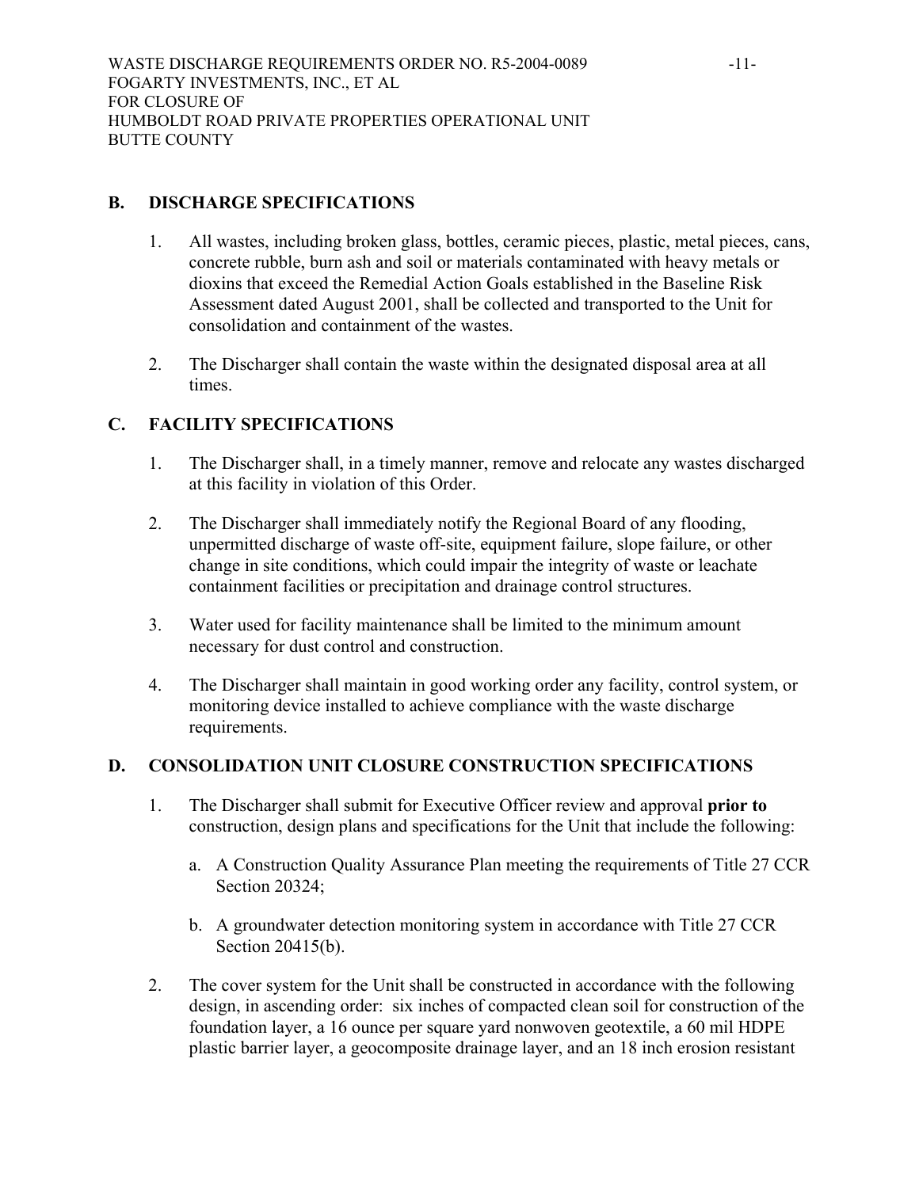## B. DISCHARGE SPECIFICATIONS

1. All wastes, including broken glass, bottles, ceramic pieces, plastic, metal pieces, cans, concrete rubble, burn ash and soil or materials contaminated with heavy metals or dioxins that exceed the Remedial Action Goals established in the Baseline Risk Assessment dated August 2001, shall be collected and transported to the Unit for consolidation and containment of the wastes.

2. The Discharger shall contain the waste within the designated disposal area at all times.

## C. FACILITY SPECIFICATIONS

1. The Discharger shall, in a timely manner, remove and relocate any wastes discharged at this facility in violation of this Order.

2. The Discharger shall immediately notify the Regional Board of any flooding, unpermitted discharge of waste off-site, equipment failure, slope failure, or other change in site conditions, which could impair the integrity of waste or leachate containment facilities or precipitation and drainage control structures.

3. Water used for facility maintenance shall be limited to the minimum amount necessary for dust control and construction.

4. The Discharger shall maintain in good working order any facility, control system, or monitoring device installed to achieve compliance with the waste discharge requirements.

## D. CONSOLIDATION UNIT CLOSURE CONSTRUCTION SPECIFICATIONS

1. The Discharger shall submit for Executive Officer review and approval **prior to** construction, design plans and specifications for the Unit that include the following:

   a. A Construction Quality Assurance Plan meeting the requirements of Title 27 CCR Section 20324;

   b. A groundwater detection monitoring system in accordance with Title 27 CCR Section 20415(b).

2. The cover system for the Unit shall be constructed in accordance with the following design, in ascending order: six inches of compacted clean soil for construction of the foundation layer, a 16 ounce per square yard nonwoven geotextile, a 60 mil HDPE plastic barrier layer, a geocomposite drainage layer, and an 18 inch erosion resistant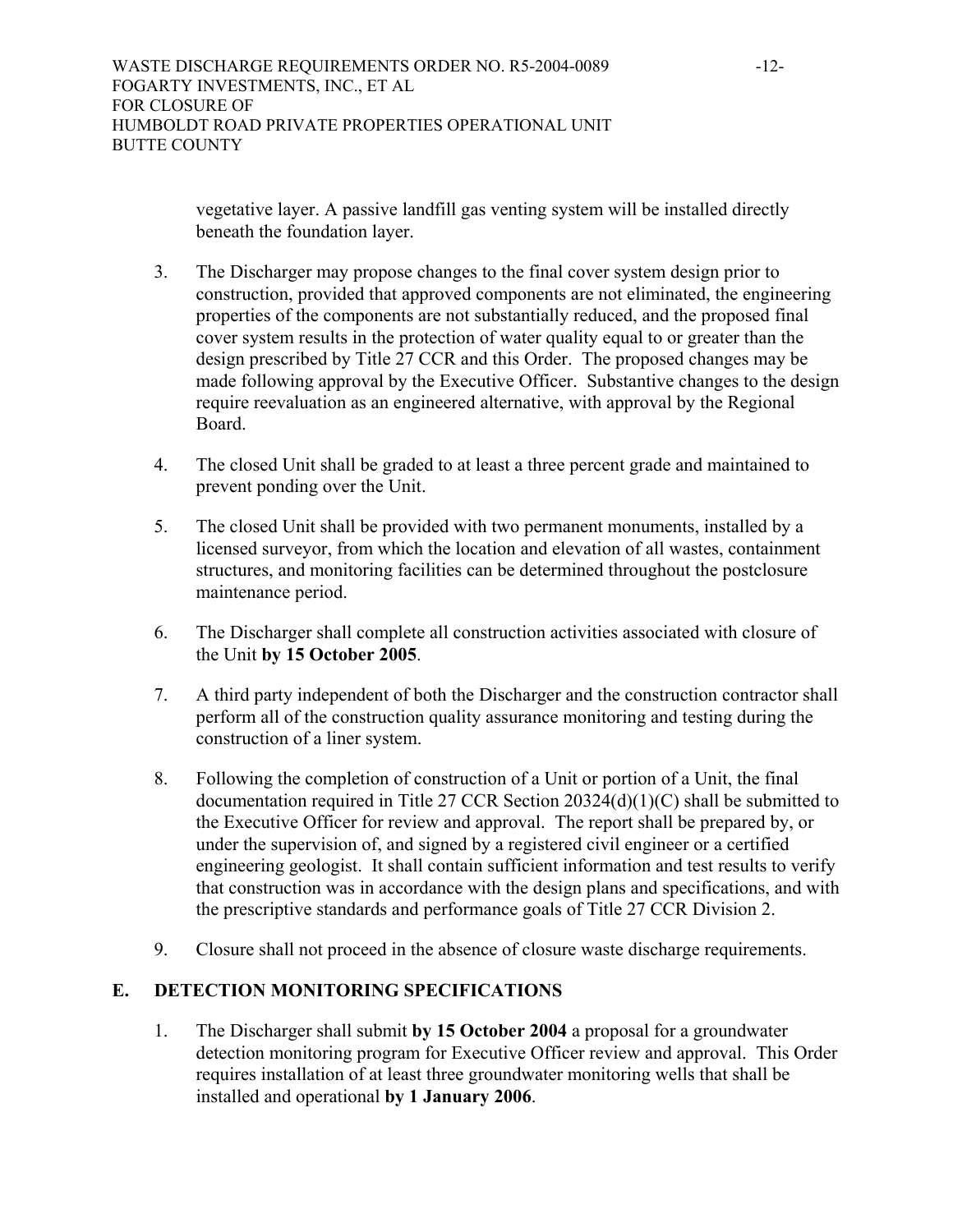vegetative layer. A passive landfill gas venting system will be installed directly beneath the foundation layer.

3. The Discharger may propose changes to the final cover system design prior to construction, provided that approved components are not eliminated, the engineering properties of the components are not substantially reduced, and the proposed final cover system results in the protection of water quality equal to or greater than the design prescribed by Title 27 CCR and this Order. The proposed changes may be made following approval by the Executive Officer. Substantive changes to the design require reevaluation as an engineered alternative, with approval by the Regional Board.

4. The closed Unit shall be graded to at least a three percent grade and maintained to prevent ponding over the Unit.

5. The closed Unit shall be provided with two permanent monuments, installed by a licensed surveyor, from which the location and elevation of all wastes, containment structures, and monitoring facilities can be determined throughout the postclosure maintenance period.

6. The Discharger shall complete all construction activities associated with closure of the Unit **by 15 October 2005**.

7. A third party independent of both the Discharger and the construction contractor shall perform all of the construction quality assurance monitoring and testing during the construction of a liner system.

8. Following the completion of construction of a Unit or portion of a Unit, the final documentation required in Title 27 CCR Section 20324(d)(1)(C) shall be submitted to the Executive Officer for review and approval. The report shall be prepared by, or under the supervision of, and signed by a registered civil engineer or a certified engineering geologist. It shall contain sufficient information and test results to verify that construction was in accordance with the design plans and specifications, and with the prescriptive standards and performance goals of Title 27 CCR Division 2.

9. Closure shall not proceed in the absence of closure waste discharge requirements.

## E. DETECTION MONITORING SPECIFICATIONS

1. The Discharger shall submit **by 15 October 2004** a proposal for a groundwater detection monitoring program for Executive Officer review and approval. This Order requires installation of at least three groundwater monitoring wells that shall be installed and operational **by 1 January 2006**.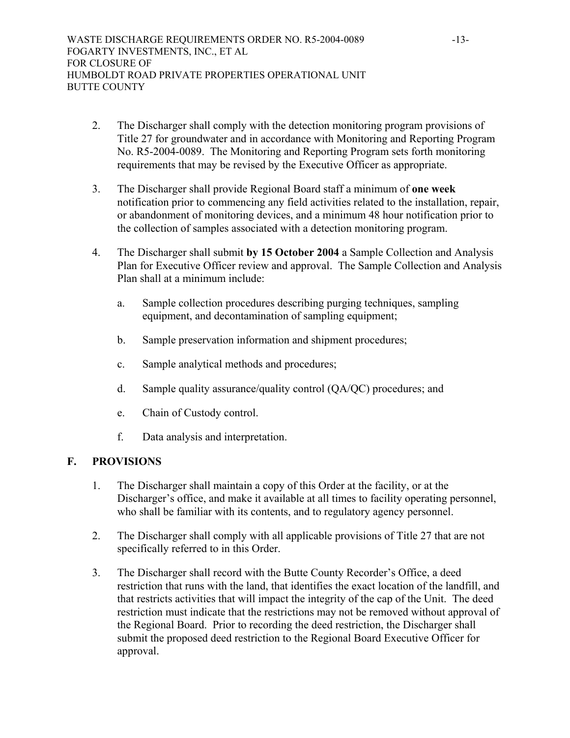2. The Discharger shall comply with the detection monitoring program provisions of Title 27 for groundwater and in accordance with Monitoring and Reporting Program No. R5-2004-0089. The Monitoring and Reporting Program sets forth monitoring requirements that may be revised by the Executive Officer as appropriate.

3. The Discharger shall provide Regional Board staff a minimum of **one week** notification prior to commencing any field activities related to the installation, repair, or abandonment of monitoring devices, and a minimum 48 hour notification prior to the collection of samples associated with a detection monitoring program.

4. The Discharger shall submit **by 15 October 2004** a Sample Collection and Analysis Plan for Executive Officer review and approval. The Sample Collection and Analysis Plan shall at a minimum include:

   a. Sample collection procedures describing purging techniques, sampling equipment, and decontamination of sampling equipment;

   b. Sample preservation information and shipment procedures;

   c. Sample analytical methods and procedures;

   d. Sample quality assurance/quality control (QA/QC) procedures; and

   e. Chain of Custody control.

   f. Data analysis and interpretation.

## F. PROVISIONS

1. The Discharger shall maintain a copy of this Order at the facility, or at the Discharger's office, and make it available at all times to facility operating personnel, who shall be familiar with its contents, and to regulatory agency personnel.

2. The Discharger shall comply with all applicable provisions of Title 27 that are not specifically referred to in this Order.

3. The Discharger shall record with the Butte County Recorder's Office, a deed restriction that runs with the land, that identifies the exact location of the landfill, and that restricts activities that will impact the integrity of the cap of the Unit. The deed restriction must indicate that the restrictions may not be removed without approval of the Regional Board. Prior to recording the deed restriction, the Discharger shall submit the proposed deed restriction to the Regional Board Executive Officer for approval.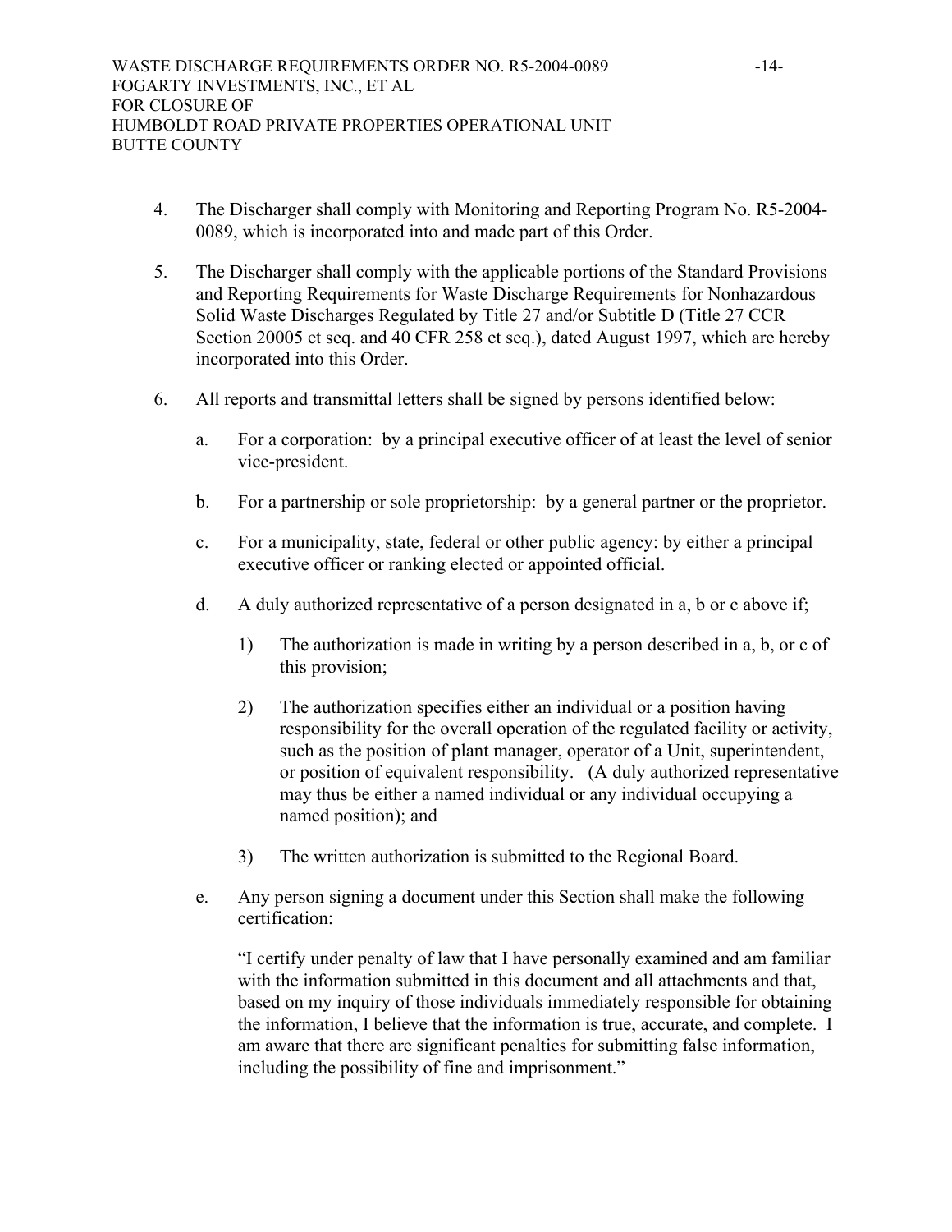4. The Discharger shall comply with Monitoring and Reporting Program No. R5-2004-0089, which is incorporated into and made part of this Order.

5. The Discharger shall comply with the applicable portions of the Standard Provisions and Reporting Requirements for Waste Discharge Requirements for Nonhazardous Solid Waste Discharges Regulated by Title 27 and/or Subtitle D (Title 27 CCR Section 20005 et seq. and 40 CFR 258 et seq.), dated August 1997, which are hereby incorporated into this Order.

6. All reports and transmittal letters shall be signed by persons identified below:

   a. For a corporation: by a principal executive officer of at least the level of senior vice-president.

   b. For a partnership or sole proprietorship: by a general partner or the proprietor.

   c. For a municipality, state, federal or other public agency: by either a principal executive officer or ranking elected or appointed official.

   d. A duly authorized representative of a person designated in a, b or c above if;

      1) The authorization is made in writing by a person described in a, b, or c of this provision;

      2) The authorization specifies either an individual or a position having responsibility for the overall operation of the regulated facility or activity, such as the position of plant manager, operator of a Unit, superintendent, or position of equivalent responsibility. (A duly authorized representative may thus be either a named individual or any individual occupying a named position); and

      3) The written authorization is submitted to the Regional Board.

   e. Any person signing a document under this Section shall make the following certification:

      "I certify under penalty of law that I have personally examined and am familiar with the information submitted in this document and all attachments and that, based on my inquiry of those individuals immediately responsible for obtaining the information, I believe that the information is true, accurate, and complete. I am aware that there are significant penalties for submitting false information, including the possibility of fine and imprisonment."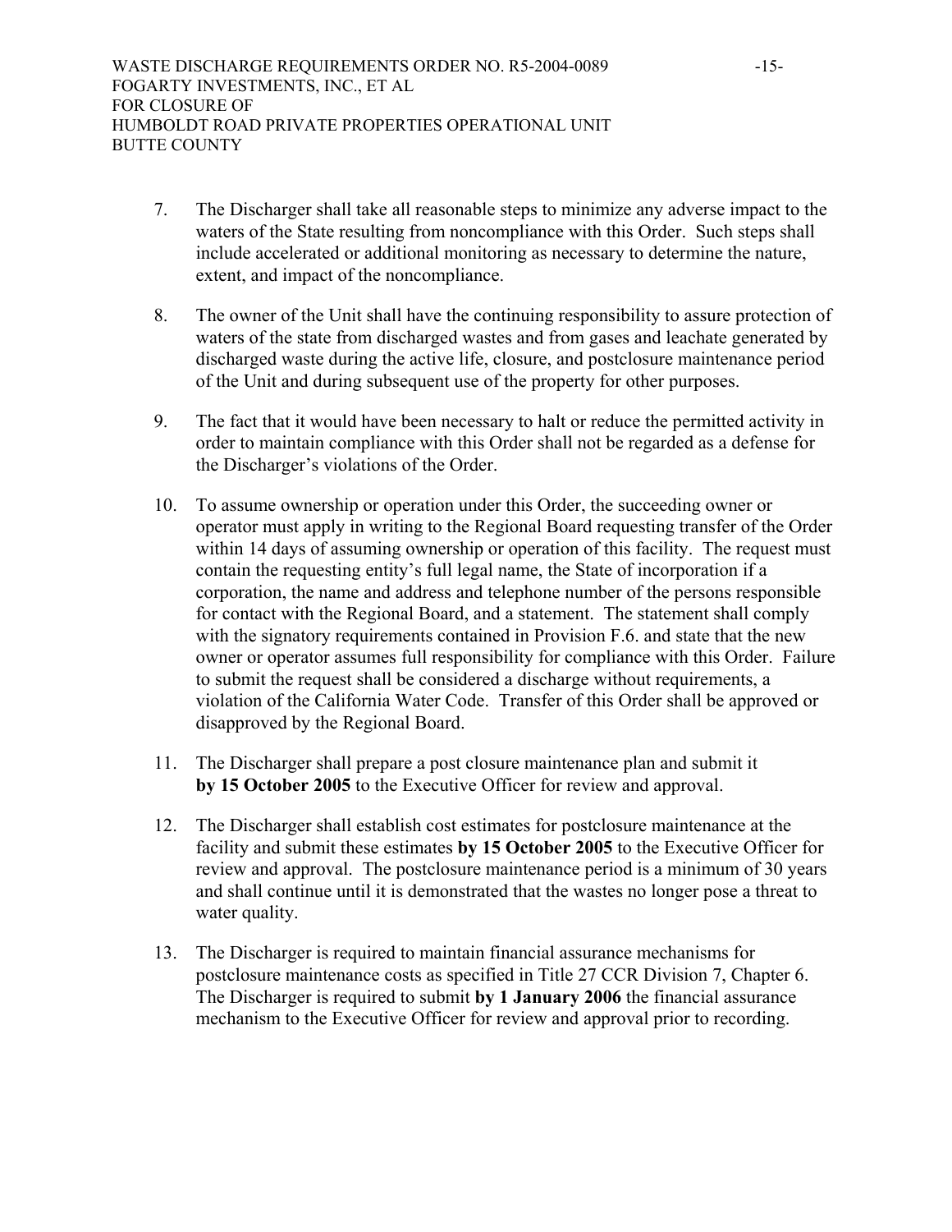7. The Discharger shall take all reasonable steps to minimize any adverse impact to the waters of the State resulting from noncompliance with this Order. Such steps shall include accelerated or additional monitoring as necessary to determine the nature, extent, and impact of the noncompliance.

8. The owner of the Unit shall have the continuing responsibility to assure protection of waters of the state from discharged wastes and from gases and leachate generated by discharged waste during the active life, closure, and postclosure maintenance period of the Unit and during subsequent use of the property for other purposes.

9. The fact that it would have been necessary to halt or reduce the permitted activity in order to maintain compliance with this Order shall not be regarded as a defense for the Discharger's violations of the Order.

10. To assume ownership or operation under this Order, the succeeding owner or operator must apply in writing to the Regional Board requesting transfer of the Order within 14 days of assuming ownership or operation of this facility. The request must contain the requesting entity's full legal name, the State of incorporation if a corporation, the name and address and telephone number of the persons responsible for contact with the Regional Board, and a statement. The statement shall comply with the signatory requirements contained in Provision F.6. and state that the new owner or operator assumes full responsibility for compliance with this Order. Failure to submit the request shall be considered a discharge without requirements, a violation of the California Water Code. Transfer of this Order shall be approved or disapproved by the Regional Board.

11. The Discharger shall prepare a post closure maintenance plan and submit it **by 15 October 2005** to the Executive Officer for review and approval.

12. The Discharger shall establish cost estimates for postclosure maintenance at the facility and submit these estimates **by 15 October 2005** to the Executive Officer for review and approval. The postclosure maintenance period is a minimum of 30 years and shall continue until it is demonstrated that the wastes no longer pose a threat to water quality.

13. The Discharger is required to maintain financial assurance mechanisms for postclosure maintenance costs as specified in Title 27 CCR Division 7, Chapter 6. The Discharger is required to submit **by 1 January 2006** the financial assurance mechanism to the Executive Officer for review and approval prior to recording.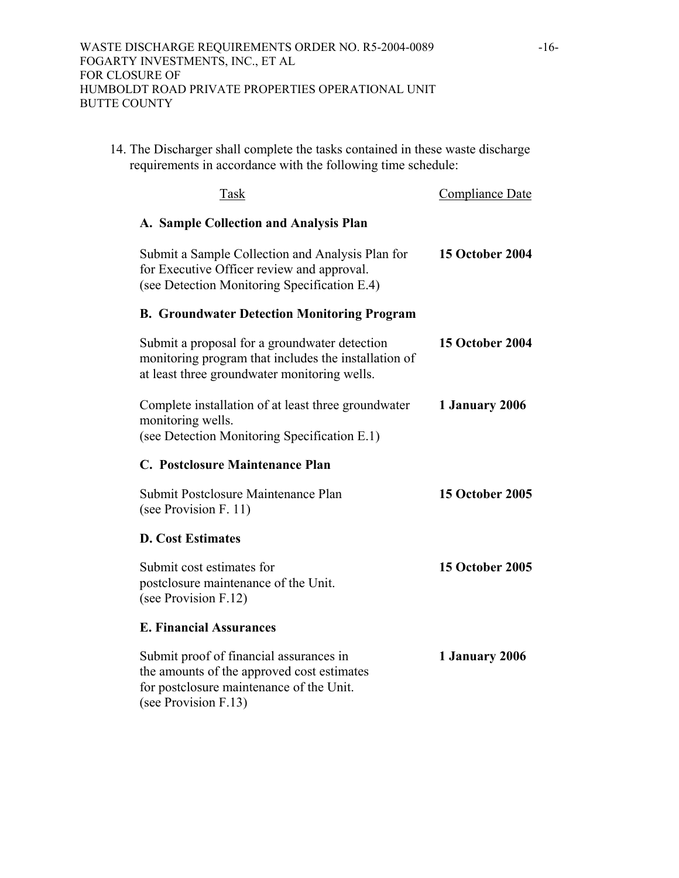14. The Discharger shall complete the tasks contained in these waste discharge requirements in accordance with the following time schedule:

| Task | Compliance Date |
|---|---|
| **A. Sample Collection and Analysis Plan** | |
| Submit a Sample Collection and Analysis Plan for for Executive Officer review and approval. (see Detection Monitoring Specification E.4) | **15 October 2004** |
| **B. Groundwater Detection Monitoring Program** | |
| Submit a proposal for a groundwater detection monitoring program that includes the installation of at least three groundwater monitoring wells. | **15 October 2004** |
| Complete installation of at least three groundwater monitoring wells. (see Detection Monitoring Specification E.1) | **1 January 2006** |
| **C. Postclosure Maintenance Plan** | |
| Submit Postclosure Maintenance Plan (see Provision F. 11) | **15 October 2005** |
| **D. Cost Estimates** | |
| Submit cost estimates for postclosure maintenance of the Unit. (see Provision F.12) | **15 October 2005** |
| **E. Financial Assurances** | |
| Submit proof of financial assurances in the amounts of the approved cost estimates for postclosure maintenance of the Unit. (see Provision F.13) | **1 January 2006** |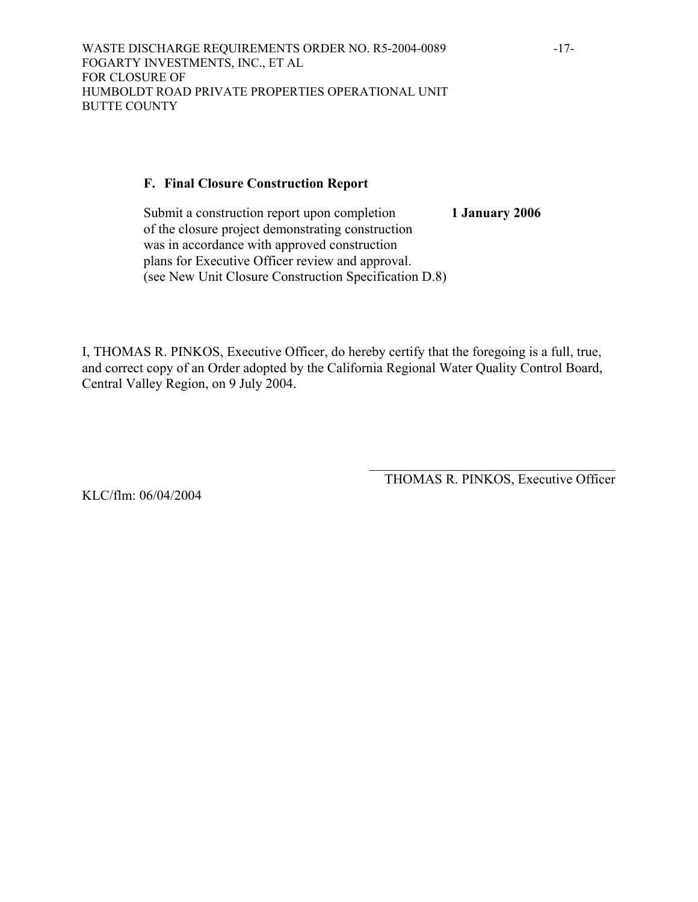### F. Final Closure Construction Report

Submit a construction report upon completion of the closure project demonstrating construction was in accordance with approved construction plans for Executive Officer review and approval. (see New Unit Closure Construction Specification D.8) **1 January 2006**

I, THOMAS R. PINKOS, Executive Officer, do hereby certify that the foregoing is a full, true, and correct copy of an Order adopted by the California Regional Water Quality Control Board, Central Valley Region, on 9 July 2004.

\_\_\_\_\_\_\_\_\_\_\_\_\_\_\_\_\_\_\_\_\_\_\_\_\_\_\_\_\_\_\_\_\_\_\_\_

THOMAS R. PINKOS, Executive Officer

KLC/flm: 06/04/2004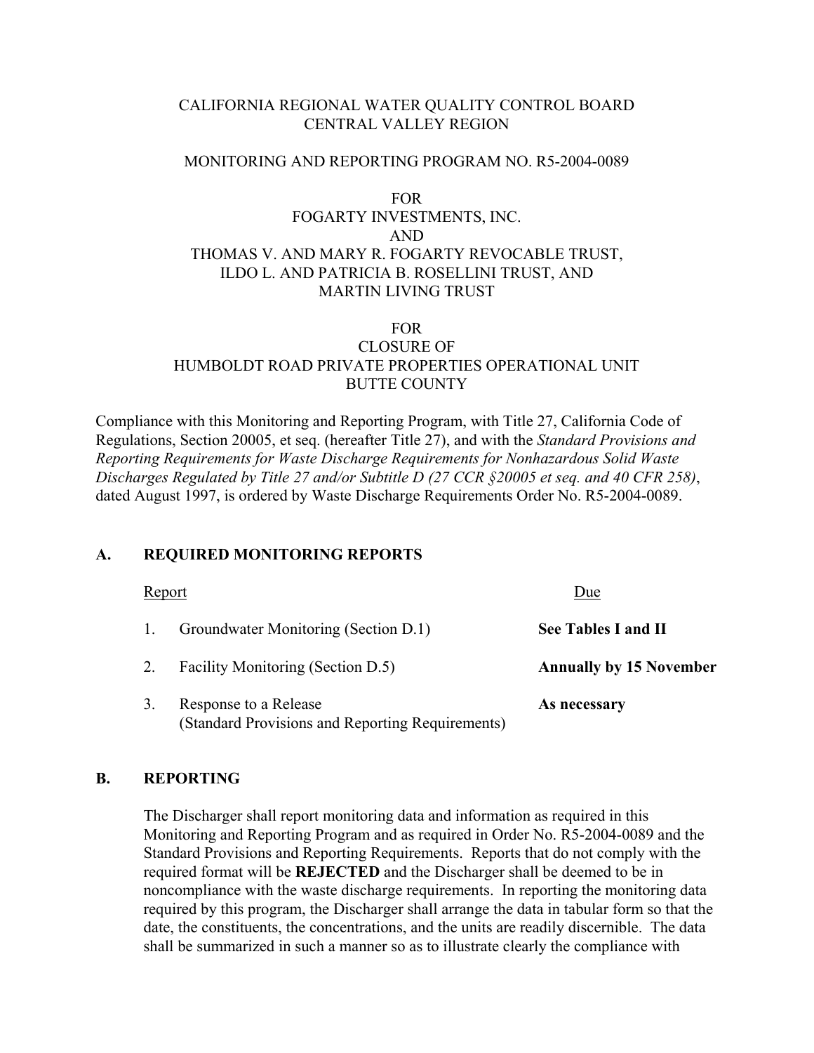CALIFORNIA REGIONAL WATER QUALITY CONTROL BOARD
CENTRAL VALLEY REGION

MONITORING AND REPORTING PROGRAM NO. R5-2004-0089

FOR
FOGARTY INVESTMENTS, INC.
AND
THOMAS V. AND MARY R. FOGARTY REVOCABLE TRUST,
ILDO L. AND PATRICIA B. ROSELLINI TRUST, AND
MARTIN LIVING TRUST

FOR
CLOSURE OF
HUMBOLDT ROAD PRIVATE PROPERTIES OPERATIONAL UNIT
BUTTE COUNTY

Compliance with this Monitoring and Reporting Program, with Title 27, California Code of Regulations, Section 20005, et seq. (hereafter Title 27), and with the *Standard Provisions and Reporting Requirements for Waste Discharge Requirements for Nonhazardous Solid Waste Discharges Regulated by Title 27 and/or Subtitle D (27 CCR §20005 et seq. and 40 CFR 258)*, dated August 1997, is ordered by Waste Discharge Requirements Order No. R5-2004-0089.

## A. REQUIRED MONITORING REPORTS

| Report | Due |
|---|---|
| 1. Groundwater Monitoring (Section D.1) | **See Tables I and II** |
| 2. Facility Monitoring (Section D.5) | **Annually by 15 November** |
| 3. Response to a Release (Standard Provisions and Reporting Requirements) | **As necessary** |

## B. REPORTING

The Discharger shall report monitoring data and information as required in this Monitoring and Reporting Program and as required in Order No. R5-2004-0089 and the Standard Provisions and Reporting Requirements. Reports that do not comply with the required format will be **REJECTED** and the Discharger shall be deemed to be in noncompliance with the waste discharge requirements. In reporting the monitoring data required by this program, the Discharger shall arrange the data in tabular form so that the date, the constituents, the concentrations, and the units are readily discernible. The data shall be summarized in such a manner so as to illustrate clearly the compliance with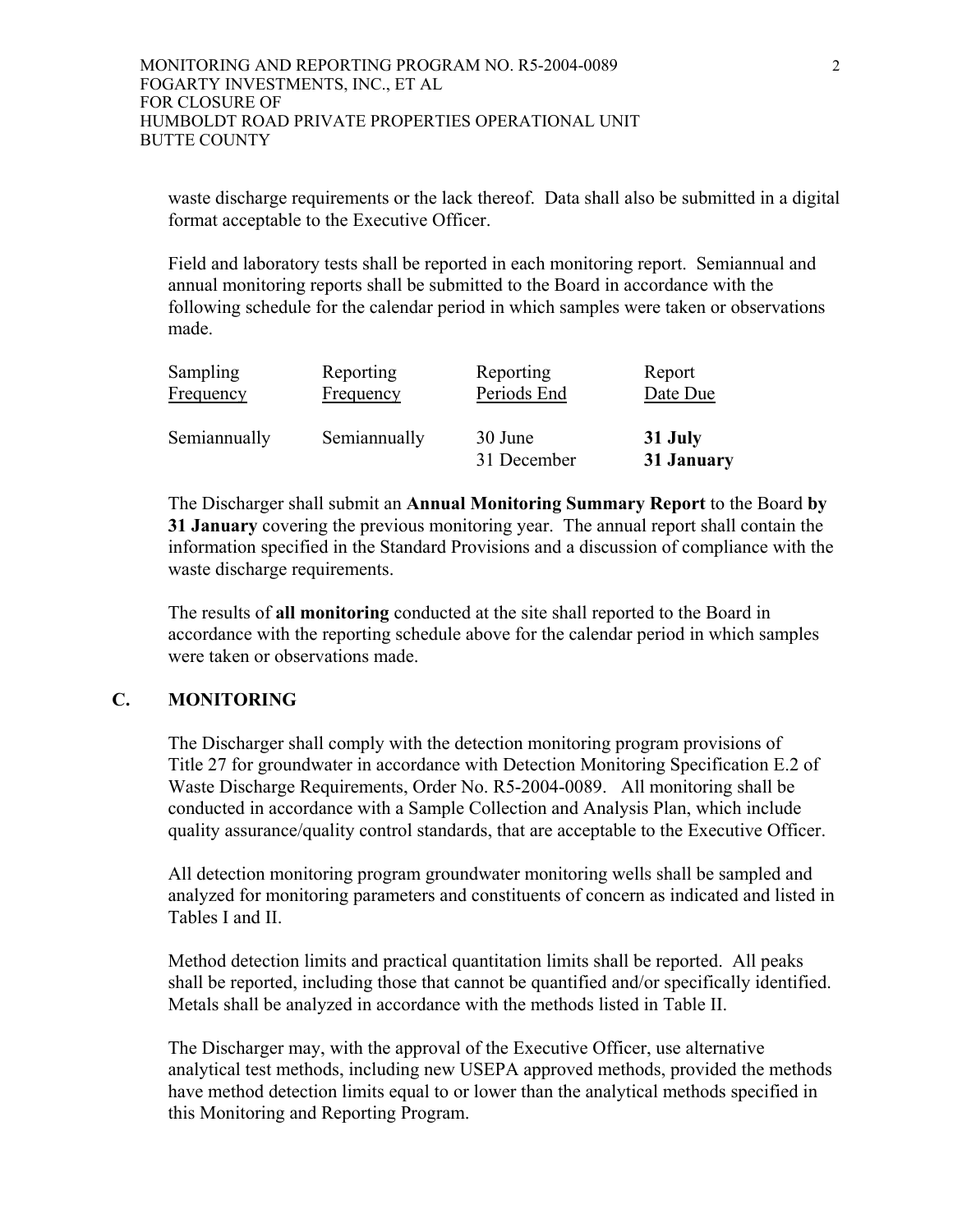waste discharge requirements or the lack thereof. Data shall also be submitted in a digital format acceptable to the Executive Officer.

Field and laboratory tests shall be reported in each monitoring report. Semiannual and annual monitoring reports shall be submitted to the Board in accordance with the following schedule for the calendar period in which samples were taken or observations made.

| Sampling Frequency | Reporting Frequency | Reporting Periods End | Report Date Due |
|---|---|---|---|
| Semiannually | Semiannually | 30 June | **31 July** |
| | | 31 December | **31 January** |

The Discharger shall submit an **Annual Monitoring Summary Report** to the Board **by 31 January** covering the previous monitoring year. The annual report shall contain the information specified in the Standard Provisions and a discussion of compliance with the waste discharge requirements.

The results of **all monitoring** conducted at the site shall reported to the Board in accordance with the reporting schedule above for the calendar period in which samples were taken or observations made.

## C. MONITORING

The Discharger shall comply with the detection monitoring program provisions of Title 27 for groundwater in accordance with Detection Monitoring Specification E.2 of Waste Discharge Requirements, Order No. R5-2004-0089. All monitoring shall be conducted in accordance with a Sample Collection and Analysis Plan, which include quality assurance/quality control standards, that are acceptable to the Executive Officer.

All detection monitoring program groundwater monitoring wells shall be sampled and analyzed for monitoring parameters and constituents of concern as indicated and listed in Tables I and II.

Method detection limits and practical quantitation limits shall be reported. All peaks shall be reported, including those that cannot be quantified and/or specifically identified. Metals shall be analyzed in accordance with the methods listed in Table II.

The Discharger may, with the approval of the Executive Officer, use alternative analytical test methods, including new USEPA approved methods, provided the methods have method detection limits equal to or lower than the analytical methods specified in this Monitoring and Reporting Program.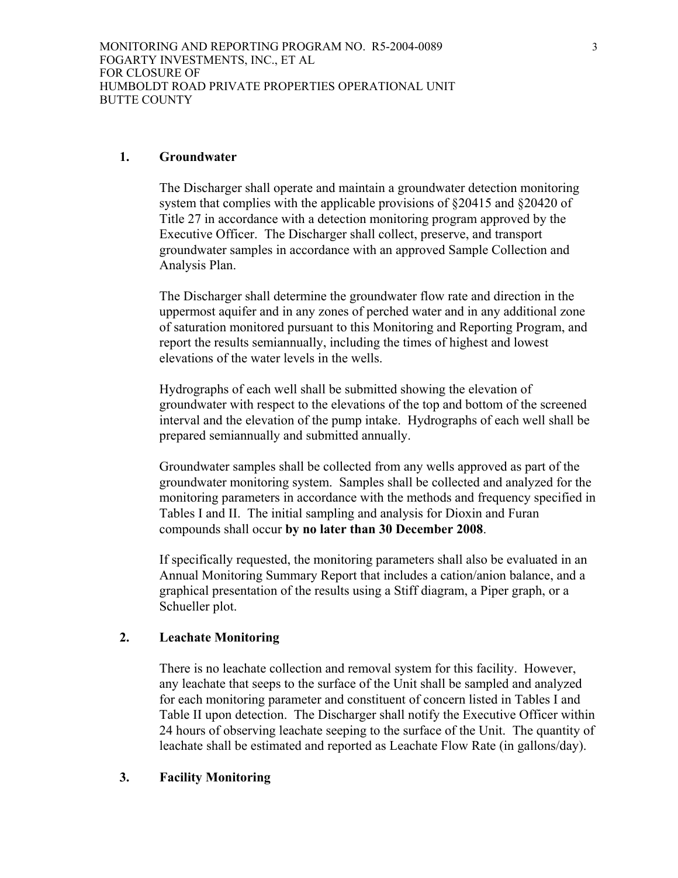### 1. Groundwater

The Discharger shall operate and maintain a groundwater detection monitoring system that complies with the applicable provisions of §20415 and §20420 of Title 27 in accordance with a detection monitoring program approved by the Executive Officer. The Discharger shall collect, preserve, and transport groundwater samples in accordance with an approved Sample Collection and Analysis Plan.

The Discharger shall determine the groundwater flow rate and direction in the uppermost aquifer and in any zones of perched water and in any additional zone of saturation monitored pursuant to this Monitoring and Reporting Program, and report the results semiannually, including the times of highest and lowest elevations of the water levels in the wells.

Hydrographs of each well shall be submitted showing the elevation of groundwater with respect to the elevations of the top and bottom of the screened interval and the elevation of the pump intake. Hydrographs of each well shall be prepared semiannually and submitted annually.

Groundwater samples shall be collected from any wells approved as part of the groundwater monitoring system. Samples shall be collected and analyzed for the monitoring parameters in accordance with the methods and frequency specified in Tables I and II. The initial sampling and analysis for Dioxin and Furan compounds shall occur **by no later than 30 December 2008**.

If specifically requested, the monitoring parameters shall also be evaluated in an Annual Monitoring Summary Report that includes a cation/anion balance, and a graphical presentation of the results using a Stiff diagram, a Piper graph, or a Schueller plot.

### 2. Leachate Monitoring

There is no leachate collection and removal system for this facility. However, any leachate that seeps to the surface of the Unit shall be sampled and analyzed for each monitoring parameter and constituent of concern listed in Tables I and Table II upon detection. The Discharger shall notify the Executive Officer within 24 hours of observing leachate seeping to the surface of the Unit. The quantity of leachate shall be estimated and reported as Leachate Flow Rate (in gallons/day).

### 3. Facility Monitoring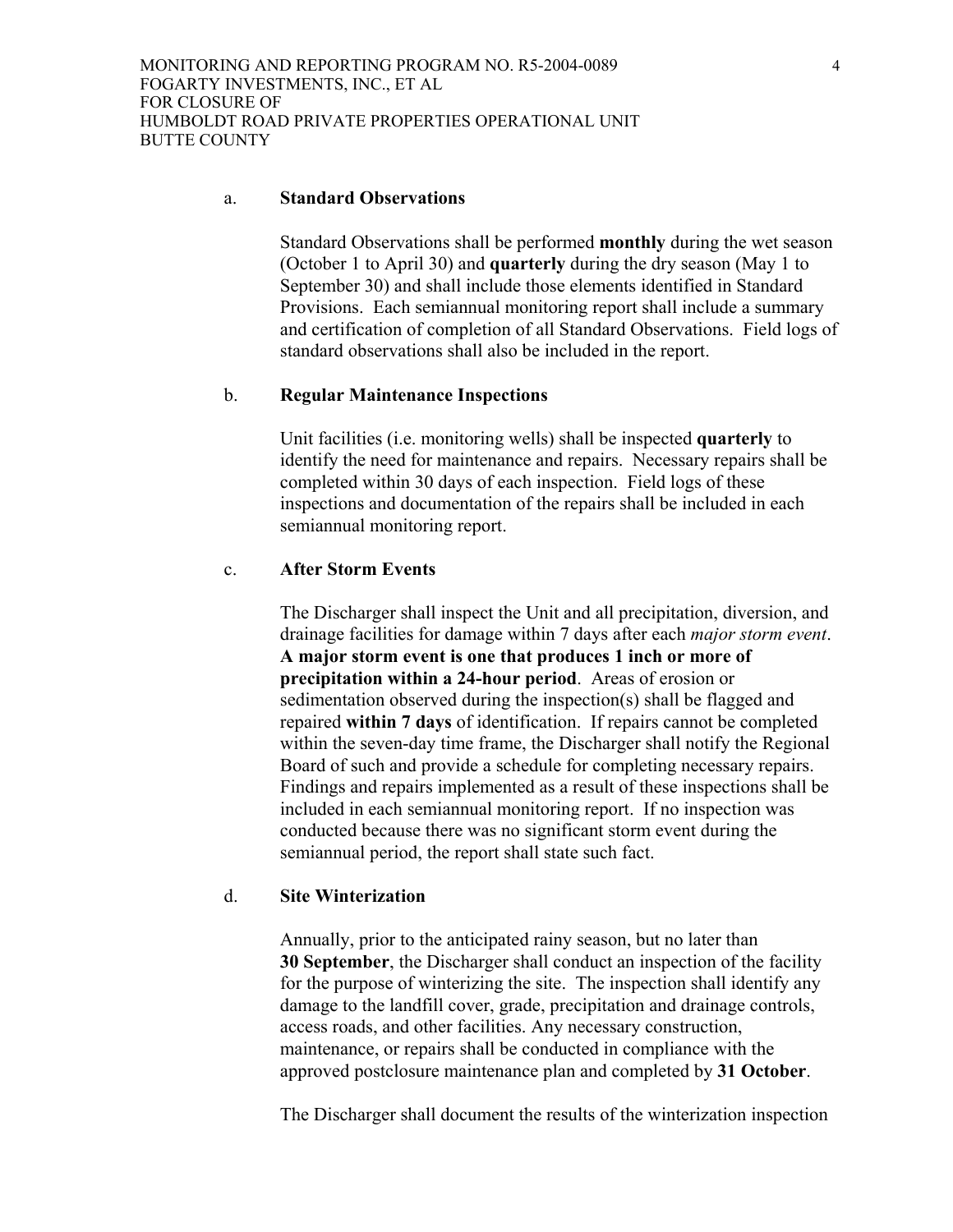a. **Standard Observations**

Standard Observations shall be performed **monthly** during the wet season (October 1 to April 30) and **quarterly** during the dry season (May 1 to September 30) and shall include those elements identified in Standard Provisions. Each semiannual monitoring report shall include a summary and certification of completion of all Standard Observations. Field logs of standard observations shall also be included in the report.

b. **Regular Maintenance Inspections**

Unit facilities (i.e. monitoring wells) shall be inspected **quarterly** to identify the need for maintenance and repairs. Necessary repairs shall be completed within 30 days of each inspection. Field logs of these inspections and documentation of the repairs shall be included in each semiannual monitoring report.

c. **After Storm Events**

The Discharger shall inspect the Unit and all precipitation, diversion, and drainage facilities for damage within 7 days after each *major storm event*. **A major storm event is one that produces 1 inch or more of precipitation within a 24-hour period**. Areas of erosion or sedimentation observed during the inspection(s) shall be flagged and repaired **within 7 days** of identification. If repairs cannot be completed within the seven-day time frame, the Discharger shall notify the Regional Board of such and provide a schedule for completing necessary repairs. Findings and repairs implemented as a result of these inspections shall be included in each semiannual monitoring report. If no inspection was conducted because there was no significant storm event during the semiannual period, the report shall state such fact.

d. **Site Winterization**

Annually, prior to the anticipated rainy season, but no later than **30 September**, the Discharger shall conduct an inspection of the facility for the purpose of winterizing the site. The inspection shall identify any damage to the landfill cover, grade, precipitation and drainage controls, access roads, and other facilities. Any necessary construction, maintenance, or repairs shall be conducted in compliance with the approved postclosure maintenance plan and completed by **31 October**.

The Discharger shall document the results of the winterization inspection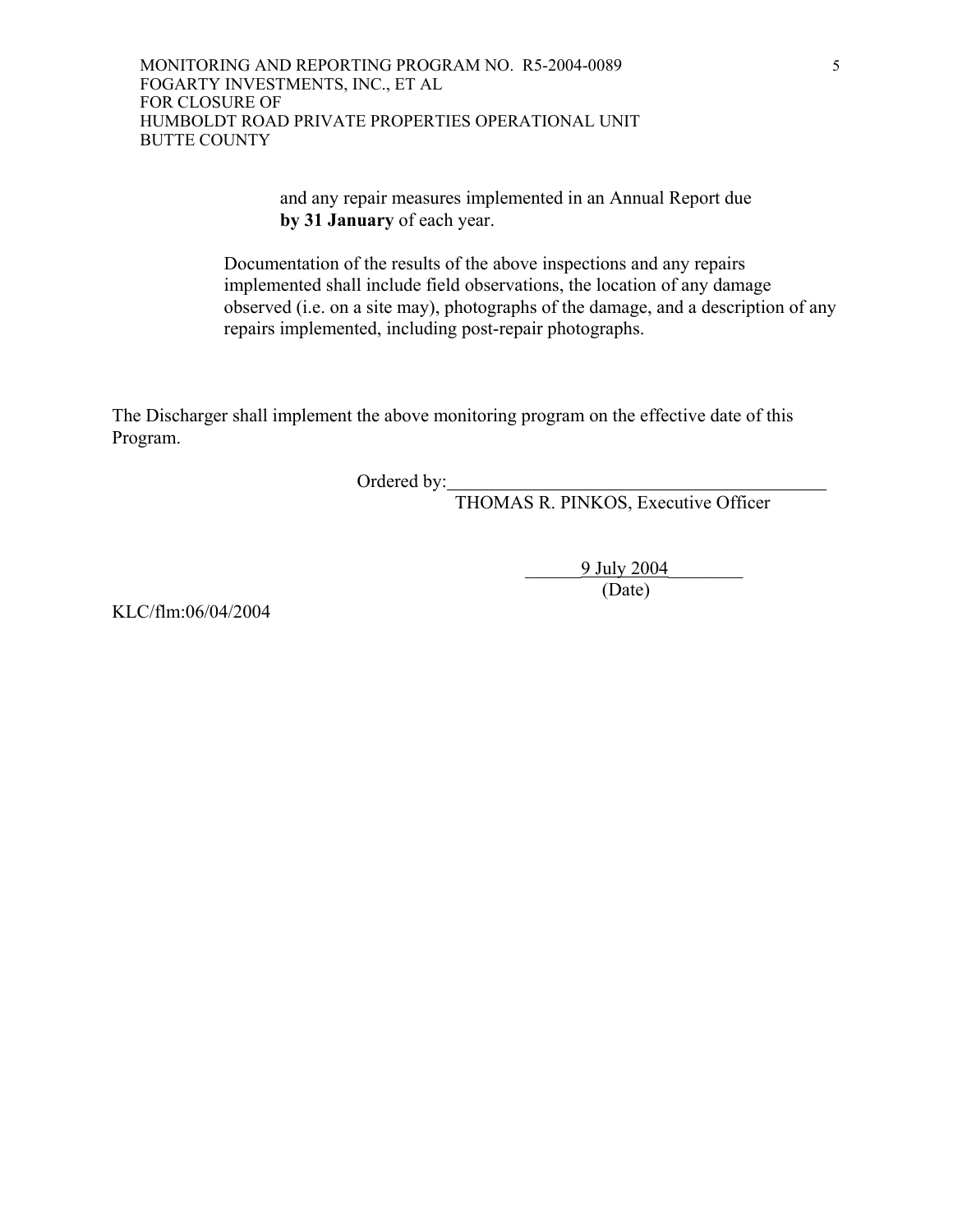and any repair measures implemented in an Annual Report due **by 31 January** of each year.

Documentation of the results of the above inspections and any repairs implemented shall include field observations, the location of any damage observed (i.e. on a site may), photographs of the damage, and a description of any repairs implemented, including post-repair photographs.

The Discharger shall implement the above monitoring program on the effective date of this Program.

Ordered by:\_\_\_\_\_\_\_\_\_\_\_\_\_\_\_\_\_\_\_\_\_\_\_\_\_\_\_\_\_\_\_\_\_\_\_\_\_\_\_\_\_\_

THOMAS R. PINKOS, Executive Officer

\_\_\_\_\_\_9 July 2004\_\_\_\_\_\_\_\_

(Date)

KLC/flm:06/04/2004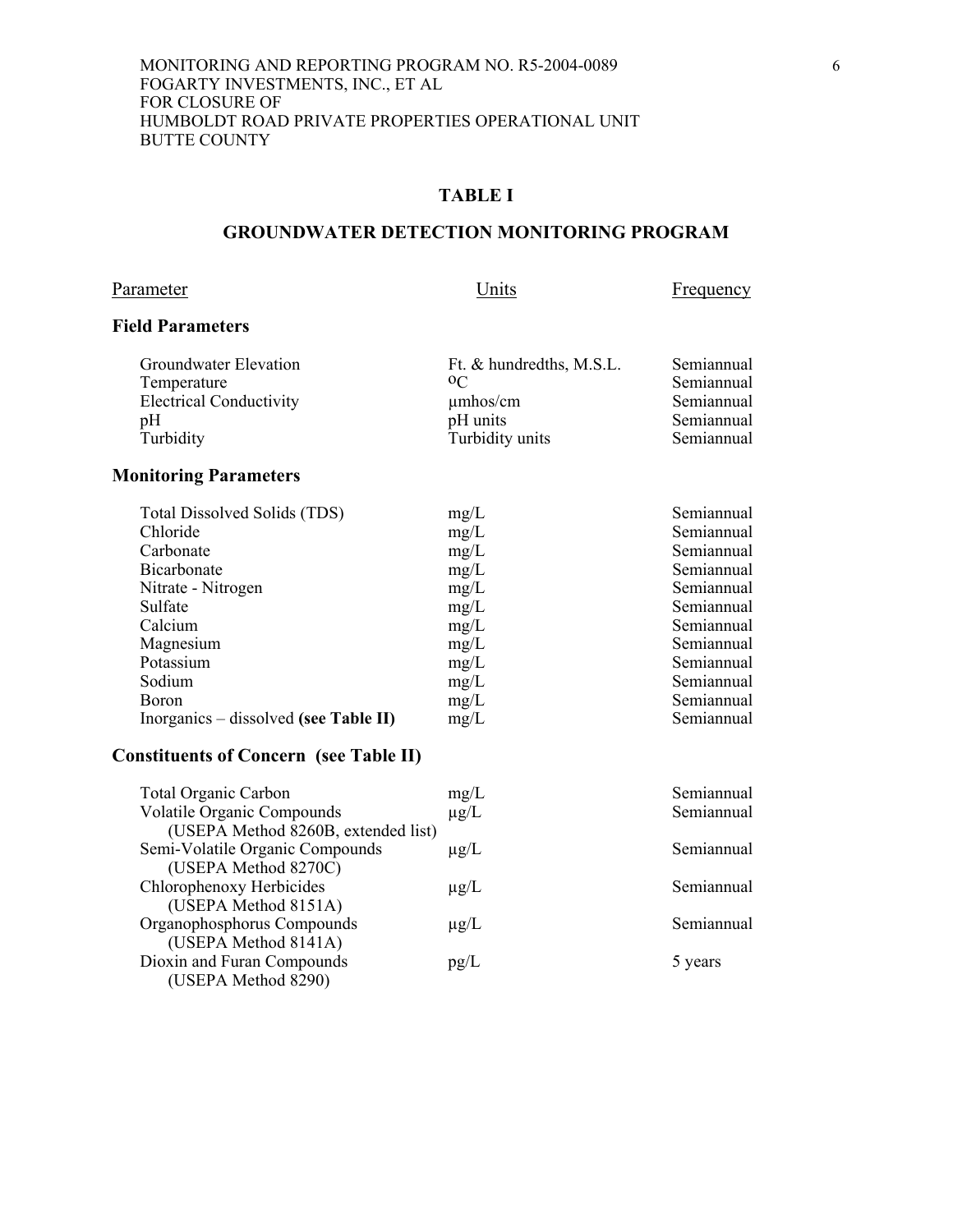## TABLE I

## GROUNDWATER DETECTION MONITORING PROGRAM

| Parameter | Units | Frequency |
|---|---|---|
| **Field Parameters** | | |
| Groundwater Elevation | Ft. & hundredths, M.S.L. | Semiannual |
| Temperature | $^{o}C$ | Semiannual |
| Electrical Conductivity | µmhos/cm | Semiannual |
| pH | pH units | Semiannual |
| Turbidity | Turbidity units | Semiannual |
| **Monitoring Parameters** | | |
| Total Dissolved Solids (TDS) | mg/L | Semiannual |
| Chloride | mg/L | Semiannual |
| Carbonate | mg/L | Semiannual |
| Bicarbonate | mg/L | Semiannual |
| Nitrate - Nitrogen | mg/L | Semiannual |
| Sulfate | mg/L | Semiannual |
| Calcium | mg/L | Semiannual |
| Magnesium | mg/L | Semiannual |
| Potassium | mg/L | Semiannual |
| Sodium | mg/L | Semiannual |
| Boron | mg/L | Semiannual |
| Inorganics – dissolved **(see Table II)** | mg/L | Semiannual |
| **Constituents of Concern (see Table II)** | | |
| Total Organic Carbon | mg/L | Semiannual |
| Volatile Organic Compounds (USEPA Method 8260B, extended list) | µg/L | Semiannual |
| Semi-Volatile Organic Compounds (USEPA Method 8270C) | µg/L | Semiannual |
| Chlorophenoxy Herbicides (USEPA Method 8151A) | µg/L | Semiannual |
| Organophosphorus Compounds (USEPA Method 8141A) | µg/L | Semiannual |
| Dioxin and Furan Compounds (USEPA Method 8290) | pg/L | 5 years |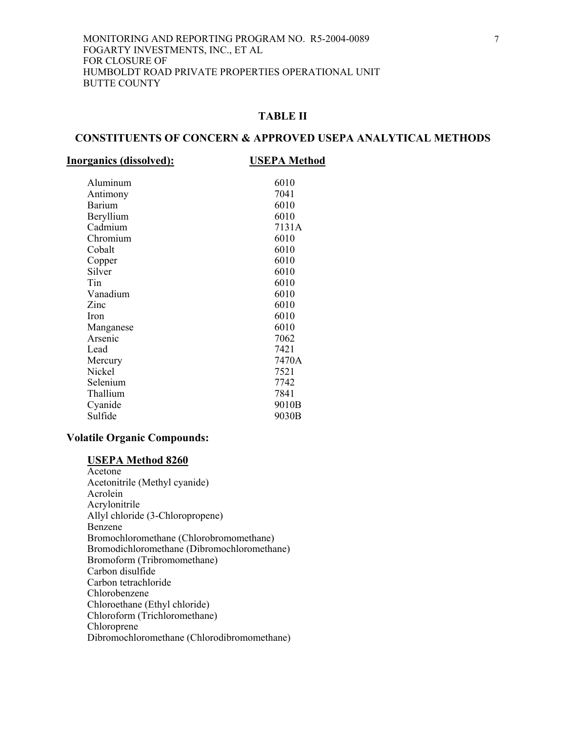## TABLE II

## CONSTITUENTS OF CONCERN & APPROVED USEPA ANALYTICAL METHODS

| Inorganics (dissolved): | USEPA Method |
|---|---|
| Aluminum | 6010 |
| Antimony | 7041 |
| Barium | 6010 |
| Beryllium | 6010 |
| Cadmium | 7131A |
| Chromium | 6010 |
| Cobalt | 6010 |
| Copper | 6010 |
| Silver | 6010 |
| Tin | 6010 |
| Vanadium | 6010 |
| Zinc | 6010 |
| Iron | 6010 |
| Manganese | 6010 |
| Arsenic | 7062 |
| Lead | 7421 |
| Mercury | 7470A |
| Nickel | 7521 |
| Selenium | 7742 |
| Thallium | 7841 |
| Cyanide | 9010B |
| Sulfide | 9030B |

**Volatile Organic Compounds:**

**USEPA Method 8260**

Acetone
Acetonitrile (Methyl cyanide)
Acrolein
Acrylonitrile
Allyl chloride (3-Chloropropene)
Benzene
Bromochloromethane (Chlorobromomethane)
Bromodichloromethane (Dibromochloromethane)
Bromoform (Tribromomethane)
Carbon disulfide
Carbon tetrachloride
Chlorobenzene
Chloroethane (Ethyl chloride)
Chloroform (Trichloromethane)
Chloroprene
Dibromochloromethane (Chlorodibromomethane)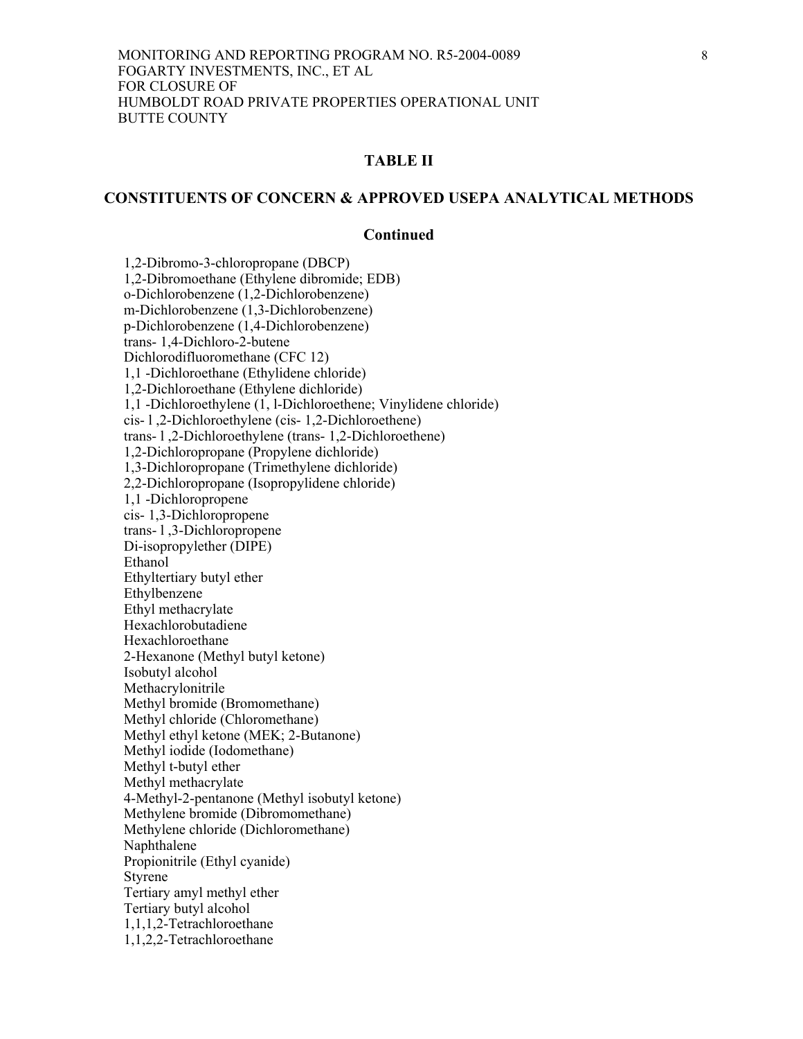## TABLE II

## CONSTITUENTS OF CONCERN & APPROVED USEPA ANALYTICAL METHODS

### Continued

1,2-Dibromo-3-chloropropane (DBCP)
1,2-Dibromoethane (Ethylene dibromide; EDB)
o-Dichlorobenzene (1,2-Dichlorobenzene)
m-Dichlorobenzene (1,3-Dichlorobenzene)
p-Dichlorobenzene (1,4-Dichlorobenzene)
trans- 1,4-Dichloro-2-butene
Dichlorodifluoromethane (CFC 12)
1,1 -Dichloroethane (Ethylidene chloride)
1,2-Dichloroethane (Ethylene dichloride)
1,1 -Dichloroethylene (1, l-Dichloroethene; Vinylidene chloride)
cis- l ,2-Dichloroethylene (cis- 1,2-Dichloroethene)
trans- l ,2-Dichloroethylene (trans- 1,2-Dichloroethene)
1,2-Dichloropropane (Propylene dichloride)
1,3-Dichloropropane (Trimethylene dichloride)
2,2-Dichloropropane (Isopropylidene chloride)
1,1 -Dichloropropene
cis- 1,3-Dichloropropene
trans- l ,3-Dichloropropene
Di-isopropylether (DIPE)
Ethanol
Ethyltertiary butyl ether
Ethylbenzene
Ethyl methacrylate
Hexachlorobutadiene
Hexachloroethane
2-Hexanone (Methyl butyl ketone)
Isobutyl alcohol
Methacrylonitrile
Methyl bromide (Bromomethane)
Methyl chloride (Chloromethane)
Methyl ethyl ketone (MEK; 2-Butanone)
Methyl iodide (Iodomethane)
Methyl t-butyl ether
Methyl methacrylate
4-Methyl-2-pentanone (Methyl isobutyl ketone)
Methylene bromide (Dibromomethane)
Methylene chloride (Dichloromethane)
Naphthalene
Propionitrile (Ethyl cyanide)
Styrene
Tertiary amyl methyl ether
Tertiary butyl alcohol
1,1,1,2-Tetrachloroethane
1,1,2,2-Tetrachloroethane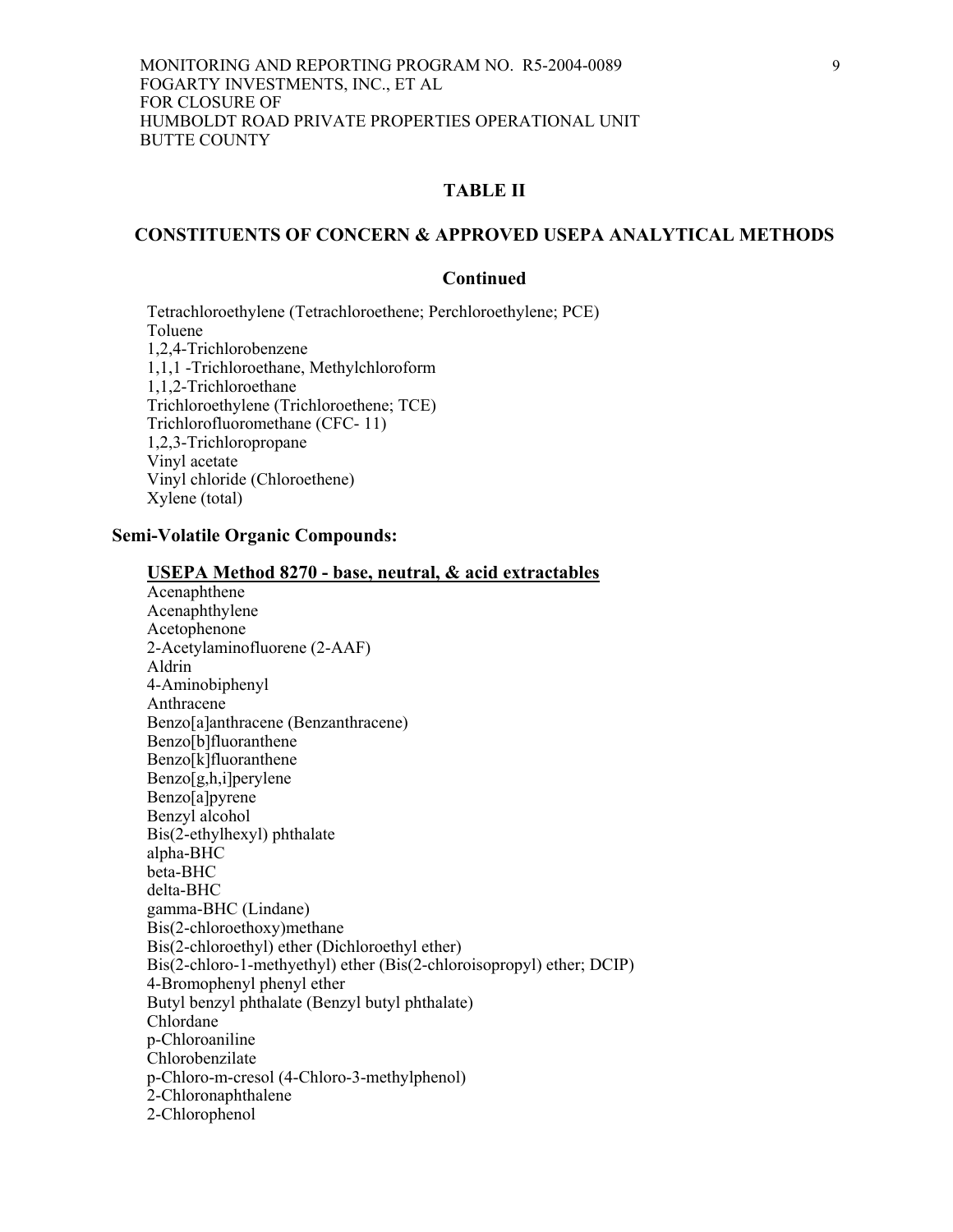## TABLE II

## CONSTITUENTS OF CONCERN & APPROVED USEPA ANALYTICAL METHODS

**Continued**

Tetrachloroethylene (Tetrachloroethene; Perchloroethylene; PCE)
Toluene
1,2,4-Trichlorobenzene
1,1,1 -Trichloroethane, Methylchloroform
1,1,2-Trichloroethane
Trichloroethylene (Trichloroethene; TCE)
Trichlorofluoromethane (CFC- 11)
1,2,3-Trichloropropane
Vinyl acetate
Vinyl chloride (Chloroethene)
Xylene (total)

**Semi-Volatile Organic Compounds:**

**USEPA Method 8270 - base, neutral, & acid extractables**

Acenaphthene
Acenaphthylene
Acetophenone
2-Acetylaminofluorene (2-AAF)
Aldrin
4-Aminobiphenyl
Anthracene
Benzo[a]anthracene (Benzanthracene)
Benzo[b]fluoranthene
Benzo[k]fluoranthene
Benzo[g,h,i]perylene
Benzo[a]pyrene
Benzyl alcohol
Bis(2-ethylhexyl) phthalate
alpha-BHC
beta-BHC
delta-BHC
gamma-BHC (Lindane)
Bis(2-chloroethoxy)methane
Bis(2-chloroethyl) ether (Dichloroethyl ether)
Bis(2-chloro-1-methyethyl) ether (Bis(2-chloroisopropyl) ether; DCIP)
4-Bromophenyl phenyl ether
Butyl benzyl phthalate (Benzyl butyl phthalate)
Chlordane
p-Chloroaniline
Chlorobenzilate
p-Chloro-m-cresol (4-Chloro-3-methylphenol)
2-Chloronaphthalene
2-Chlorophenol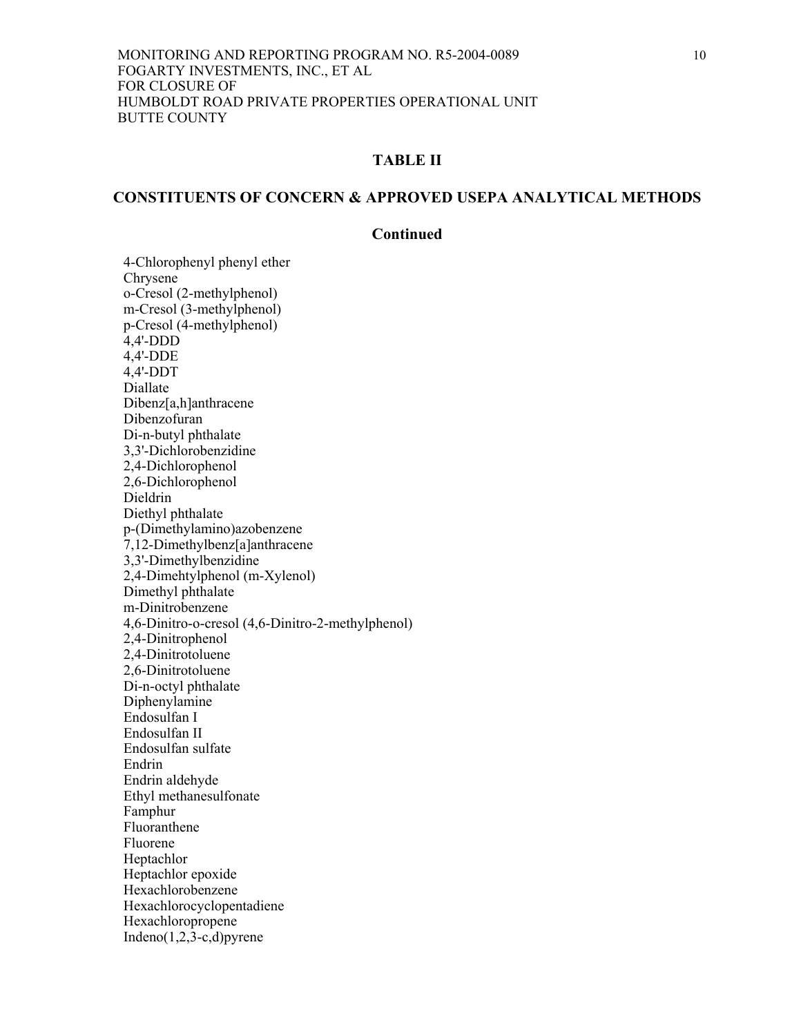## TABLE II

## CONSTITUENTS OF CONCERN & APPROVED USEPA ANALYTICAL METHODS

### Continued

4-Chlorophenyl phenyl ether
Chrysene
o-Cresol (2-methylphenol)
m-Cresol (3-methylphenol)
p-Cresol (4-methylphenol)
4,4'-DDD
4,4'-DDE
4,4'-DDT
Diallate
Dibenz[a,h]anthracene
Dibenzofuran
Di-n-butyl phthalate
3,3'-Dichlorobenzidine
2,4-Dichlorophenol
2,6-Dichlorophenol
Dieldrin
Diethyl phthalate
p-(Dimethylamino)azobenzene
7,12-Dimethylbenz[a]anthracene
3,3'-Dimethylbenzidine
2,4-Dimehtylphenol (m-Xylenol)
Dimethyl phthalate
m-Dinitrobenzene
4,6-Dinitro-o-cresol (4,6-Dinitro-2-methylphenol)
2,4-Dinitrophenol
2,4-Dinitrotoluene
2,6-Dinitrotoluene
Di-n-octyl phthalate
Diphenylamine
Endosulfan I
Endosulfan II
Endosulfan sulfate
Endrin
Endrin aldehyde
Ethyl methanesulfonate
Famphur
Fluoranthene
Fluorene
Heptachlor
Heptachlor epoxide
Hexachlorobenzene
Hexachlorocyclopentadiene
Hexachloropropene
Indeno(1,2,3-c,d)pyrene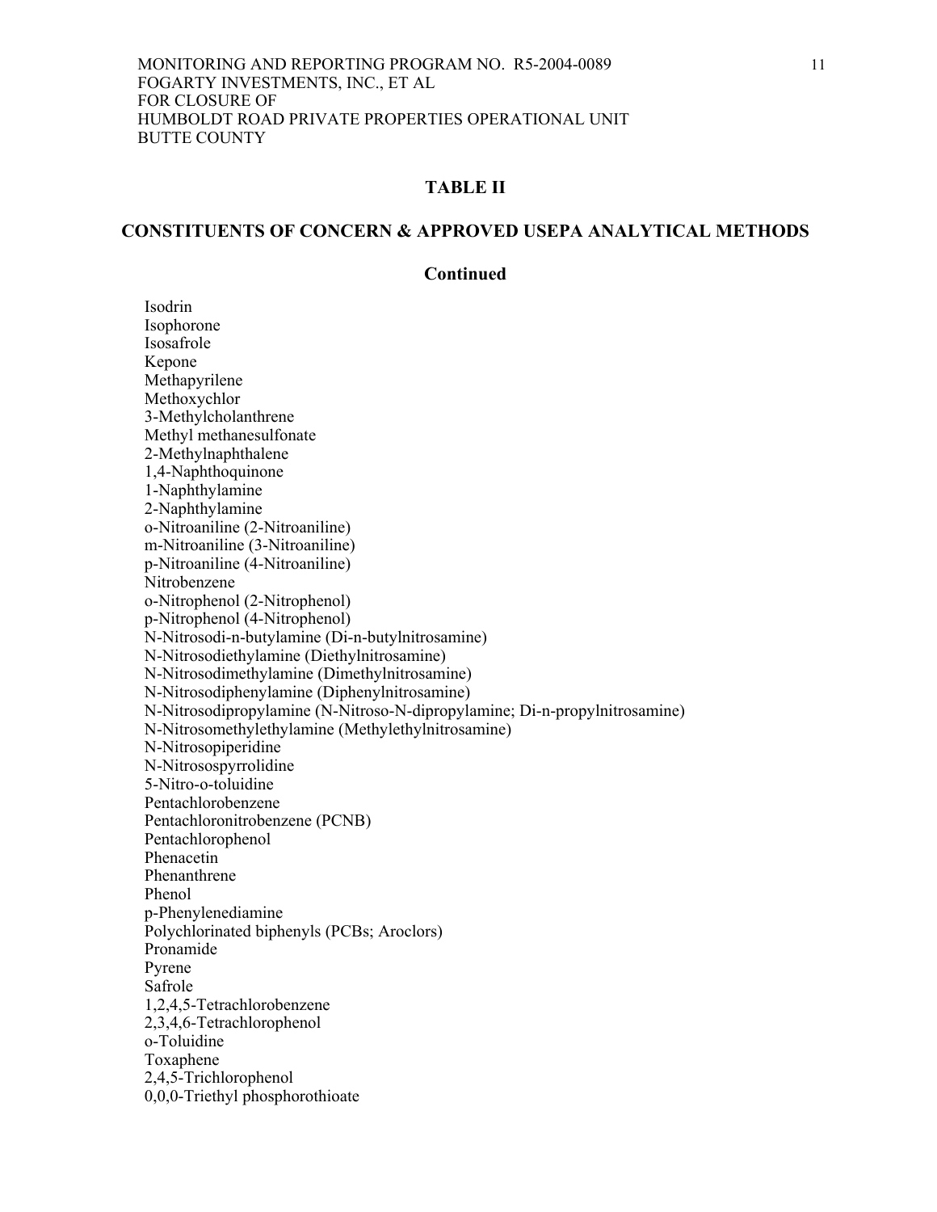## TABLE II

## CONSTITUENTS OF CONCERN & APPROVED USEPA ANALYTICAL METHODS

**Continued**

Isodrin
Isophorone
Isosafrole
Kepone
Methapyrilene
Methoxychlor
3-Methylcholanthrene
Methyl methanesulfonate
2-Methylnaphthalene
1,4-Naphthoquinone
1-Naphthylamine
2-Naphthylamine
o-Nitroaniline (2-Nitroaniline)
m-Nitroaniline (3-Nitroaniline)
p-Nitroaniline (4-Nitroaniline)
Nitrobenzene
o-Nitrophenol (2-Nitrophenol)
p-Nitrophenol (4-Nitrophenol)
N-Nitrosodi-n-butylamine (Di-n-butylnitrosamine)
N-Nitrosodiethylamine (Diethylnitrosamine)
N-Nitrosodimethylamine (Dimethylnitrosamine)
N-Nitrosodiphenylamine (Diphenylnitrosamine)
N-Nitrosodipropylamine (N-Nitroso-N-dipropylamine; Di-n-propylnitrosamine)
N-Nitrosomethylethylamine (Methylethylnitrosamine)
N-Nitrosopiperidine
N-Nitrosospyrrolidine
5-Nitro-o-toluidine
Pentachlorobenzene
Pentachloronitrobenzene (PCNB)
Pentachlorophenol
Phenacetin
Phenanthrene
Phenol
p-Phenylenediamine
Polychlorinated biphenyls (PCBs; Aroclors)
Pronamide
Pyrene
Safrole
1,2,4,5-Tetrachlorobenzene
2,3,4,6-Tetrachlorophenol
o-Toluidine
Toxaphene
2,4,5-Trichlorophenol
0,0,0-Triethyl phosphorothioate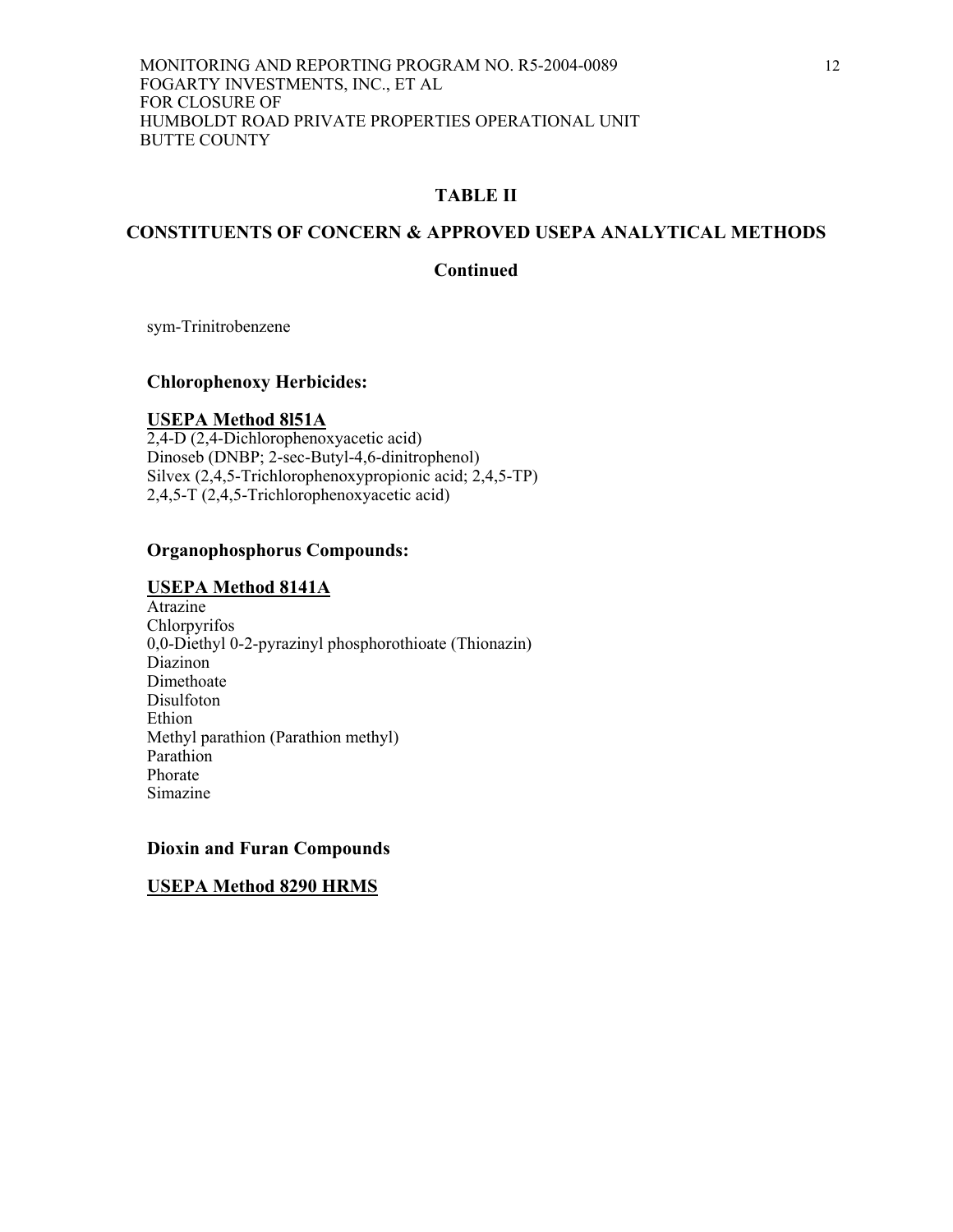## TABLE II

## CONSTITUENTS OF CONCERN & APPROVED USEPA ANALYTICAL METHODS

### Continued

sym-Trinitrobenzene

**Chlorophenoxy Herbicides:**

**USEPA Method 8l51A**

2,4-D (2,4-Dichlorophenoxyacetic acid)
Dinoseb (DNBP; 2-sec-Butyl-4,6-dinitrophenol)
Silvex (2,4,5-Trichlorophenoxypropionic acid; 2,4,5-TP)
2,4,5-T (2,4,5-Trichlorophenoxyacetic acid)

**Organophosphorus Compounds:**

**USEPA Method 8141A**

Atrazine
Chlorpyrifos
0,0-Diethyl 0-2-pyrazinyl phosphorothioate (Thionazin)
Diazinon
Dimethoate
Disulfoton
Ethion
Methyl parathion (Parathion methyl)
Parathion
Phorate
Simazine

**Dioxin and Furan Compounds**

**USEPA Method 8290 HRMS**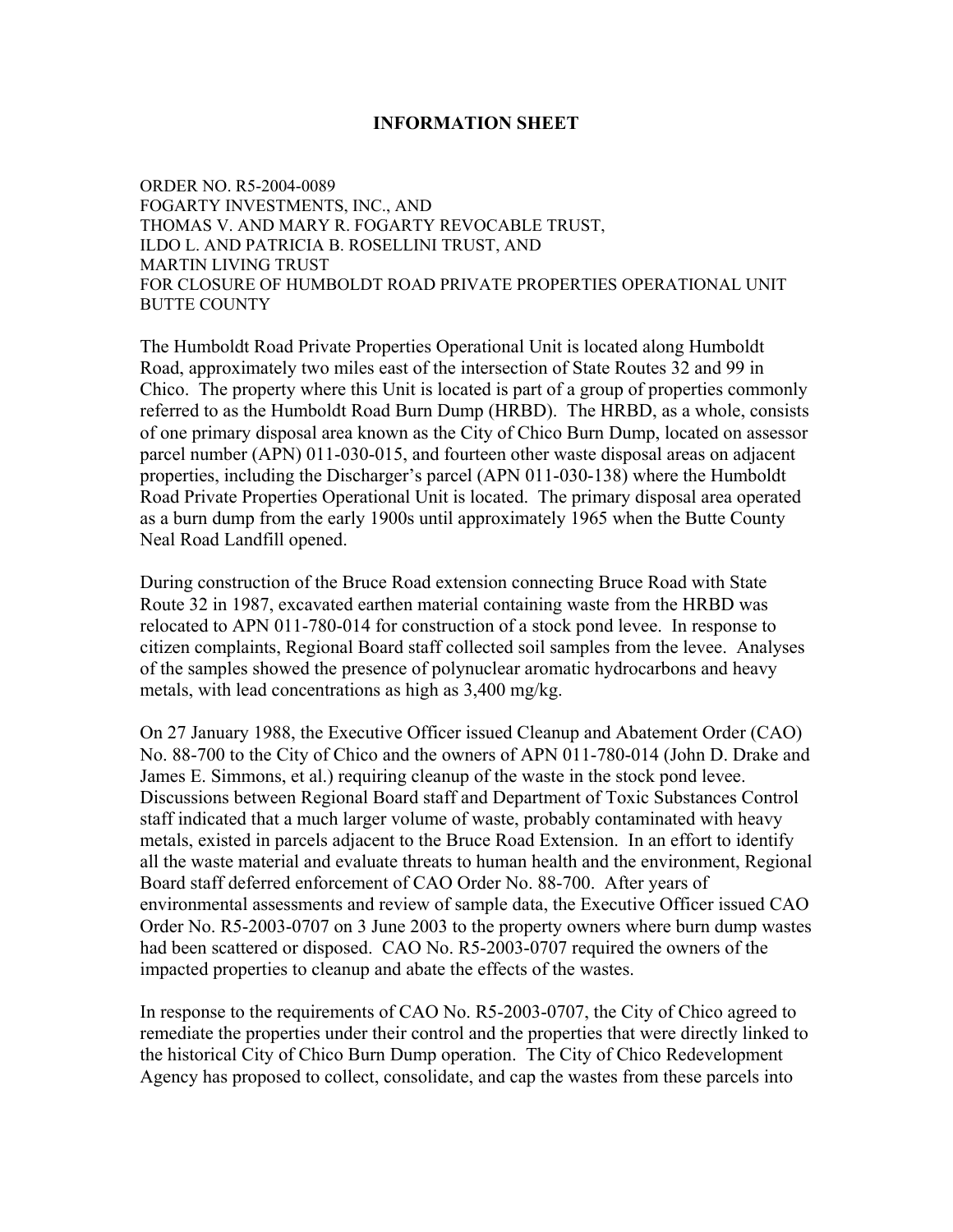# INFORMATION SHEET

ORDER NO. R5-2004-0089
FOGARTY INVESTMENTS, INC., AND
THOMAS V. AND MARY R. FOGARTY REVOCABLE TRUST,
ILDO L. AND PATRICIA B. ROSELLINI TRUST, AND
MARTIN LIVING TRUST
FOR CLOSURE OF HUMBOLDT ROAD PRIVATE PROPERTIES OPERATIONAL UNIT
BUTTE COUNTY

The Humboldt Road Private Properties Operational Unit is located along Humboldt Road, approximately two miles east of the intersection of State Routes 32 and 99 in Chico. The property where this Unit is located is part of a group of properties commonly referred to as the Humboldt Road Burn Dump (HRBD). The HRBD, as a whole, consists of one primary disposal area known as the City of Chico Burn Dump, located on assessor parcel number (APN) 011-030-015, and fourteen other waste disposal areas on adjacent properties, including the Discharger's parcel (APN 011-030-138) where the Humboldt Road Private Properties Operational Unit is located. The primary disposal area operated as a burn dump from the early 1900s until approximately 1965 when the Butte County Neal Road Landfill opened.

During construction of the Bruce Road extension connecting Bruce Road with State Route 32 in 1987, excavated earthen material containing waste from the HRBD was relocated to APN 011-780-014 for construction of a stock pond levee. In response to citizen complaints, Regional Board staff collected soil samples from the levee. Analyses of the samples showed the presence of polynuclear aromatic hydrocarbons and heavy metals, with lead concentrations as high as 3,400 mg/kg.

On 27 January 1988, the Executive Officer issued Cleanup and Abatement Order (CAO) No. 88-700 to the City of Chico and the owners of APN 011-780-014 (John D. Drake and James E. Simmons, et al.) requiring cleanup of the waste in the stock pond levee. Discussions between Regional Board staff and Department of Toxic Substances Control staff indicated that a much larger volume of waste, probably contaminated with heavy metals, existed in parcels adjacent to the Bruce Road Extension. In an effort to identify all the waste material and evaluate threats to human health and the environment, Regional Board staff deferred enforcement of CAO Order No. 88-700. After years of environmental assessments and review of sample data, the Executive Officer issued CAO Order No. R5-2003-0707 on 3 June 2003 to the property owners where burn dump wastes had been scattered or disposed. CAO No. R5-2003-0707 required the owners of the impacted properties to cleanup and abate the effects of the wastes.

In response to the requirements of CAO No. R5-2003-0707, the City of Chico agreed to remediate the properties under their control and the properties that were directly linked to the historical City of Chico Burn Dump operation. The City of Chico Redevelopment Agency has proposed to collect, consolidate, and cap the wastes from these parcels into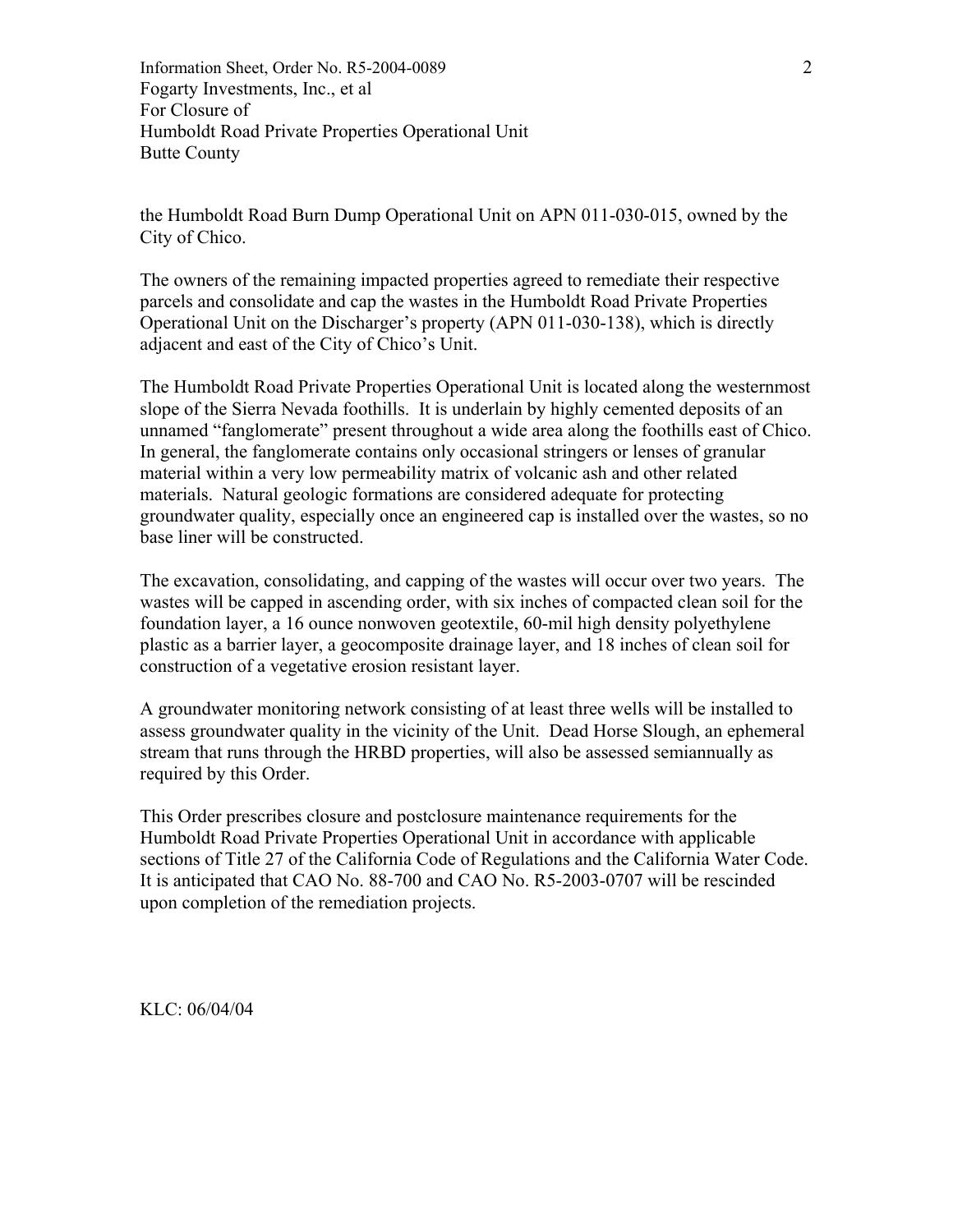the Humboldt Road Burn Dump Operational Unit on APN 011-030-015, owned by the City of Chico.

The owners of the remaining impacted properties agreed to remediate their respective parcels and consolidate and cap the wastes in the Humboldt Road Private Properties Operational Unit on the Discharger's property (APN 011-030-138), which is directly adjacent and east of the City of Chico's Unit.

The Humboldt Road Private Properties Operational Unit is located along the westernmost slope of the Sierra Nevada foothills. It is underlain by highly cemented deposits of an unnamed "fanglomerate" present throughout a wide area along the foothills east of Chico. In general, the fanglomerate contains only occasional stringers or lenses of granular material within a very low permeability matrix of volcanic ash and other related materials. Natural geologic formations are considered adequate for protecting groundwater quality, especially once an engineered cap is installed over the wastes, so no base liner will be constructed.

The excavation, consolidating, and capping of the wastes will occur over two years. The wastes will be capped in ascending order, with six inches of compacted clean soil for the foundation layer, a 16 ounce nonwoven geotextile, 60-mil high density polyethylene plastic as a barrier layer, a geocomposite drainage layer, and 18 inches of clean soil for construction of a vegetative erosion resistant layer.

A groundwater monitoring network consisting of at least three wells will be installed to assess groundwater quality in the vicinity of the Unit. Dead Horse Slough, an ephemeral stream that runs through the HRBD properties, will also be assessed semiannually as required by this Order.

This Order prescribes closure and postclosure maintenance requirements for the Humboldt Road Private Properties Operational Unit in accordance with applicable sections of Title 27 of the California Code of Regulations and the California Water Code. It is anticipated that CAO No. 88-700 and CAO No. R5-2003-0707 will be rescinded upon completion of the remediation projects.

KLC: 06/04/04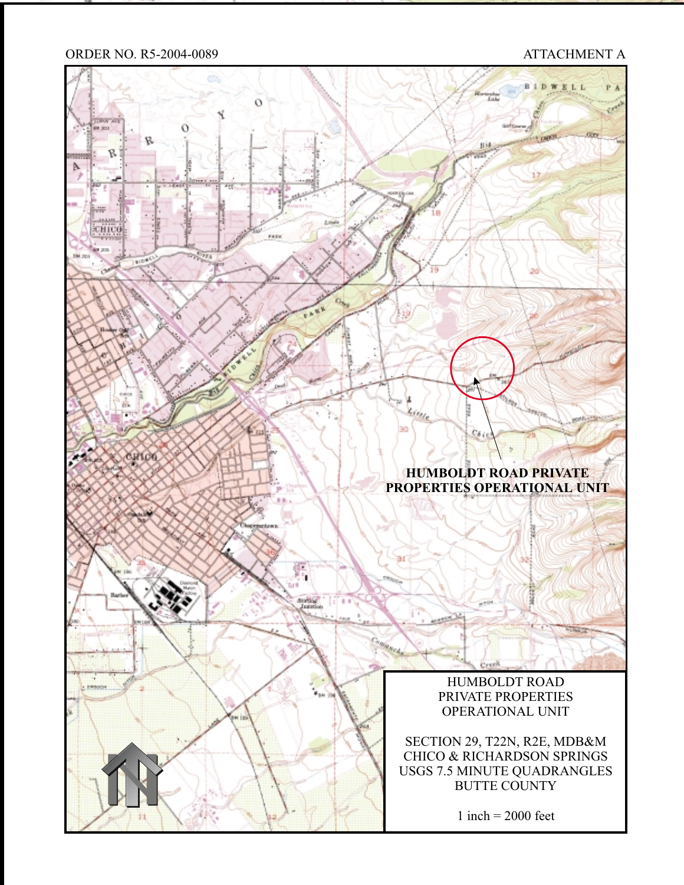ORDER NO. R5-2004-0089

ATTACHMENT A

HUMBOLDT ROAD PRIVATE PROPERTIES OPERATIONAL UNIT

HUMBOLDT ROAD
PRIVATE PROPERTIES
OPERATIONAL UNIT

SECTION 29, T22N, R2E, MDB&M
CHICO & RICHARDSON SPRINGS
USGS 7.5 MINUTE QUADRANGLES
BUTTE COUNTY

1 inch = 2000 feet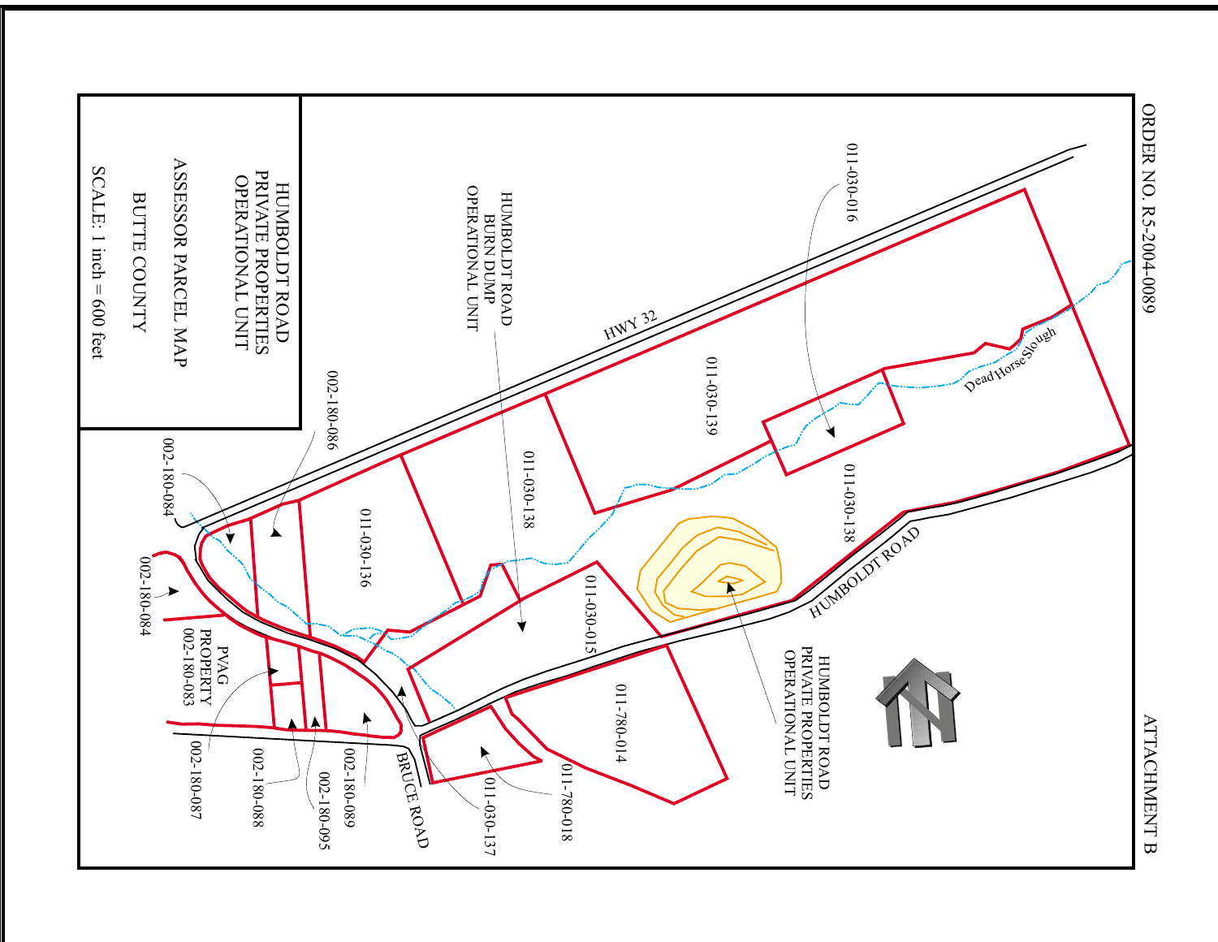ORDER NO. R5-2004-0089

ATTACHMENT B

HUMBOLDT ROAD PRIVATE PROPERTIES OPERATIONAL UNIT

ASSESSOR PARCEL MAP

BUTTE COUNTY

SCALE: 1 inch = 600 feet

HUMBOLDT ROAD BURN DUMP OPERATIONAL UNIT

HUMBOLDT ROAD PRIVATE PROPERTIES OPERATIONAL UNIT

HWY 32

HUMBOLDT ROAD

BRUCE ROAD

Dead Horse Slough

PVAG PROPERTY 002-180-083

011-030-016

011-030-139

011-030-138

011-030-136

011-030-015

011-030-137

011-780-014

011-780-018

002-180-084

002-180-086

002-180-087

002-180-088

002-180-089

002-180-095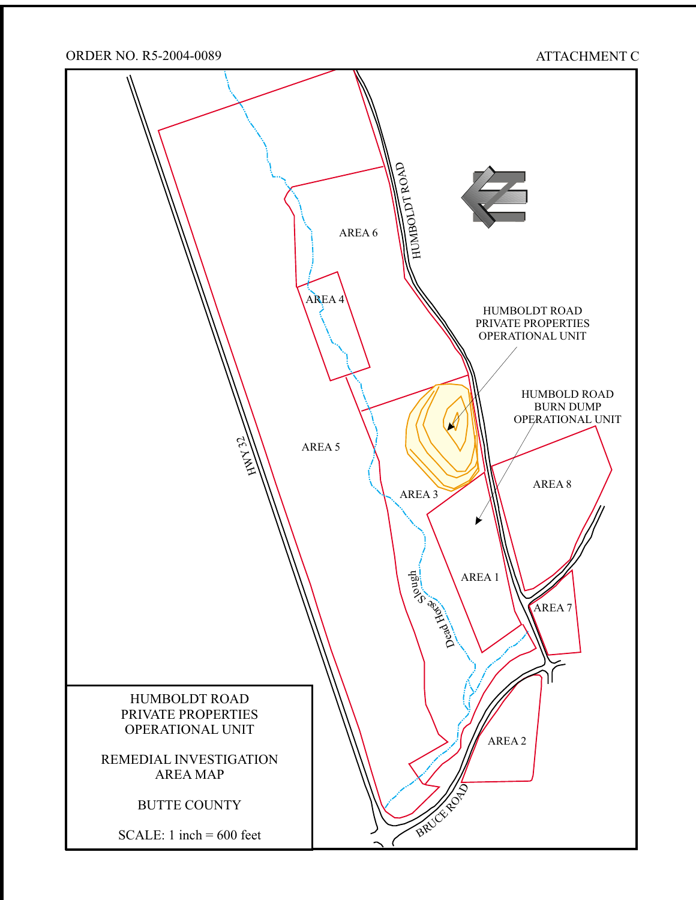ORDER NO. R5-2004-0089

ATTACHMENT C

HUMBOLDT ROAD

AREA 6

AREA 4

HUMBOLDT ROAD
PRIVATE PROPERTIES
OPERATIONAL UNIT

HUMBOLD ROAD
BURN DUMP
OPERATIONAL UNIT

HWY 32

AREA 5

AREA 3

AREA 8

Dead Horse Slough

AREA 1

AREA 7

AREA 2

BRUCE ROAD

HUMBOLDT ROAD
PRIVATE PROPERTIES
OPERATIONAL UNIT

REMEDIAL INVESTIGATION
AREA MAP

BUTTE COUNTY

SCALE: 1 inch = 600 feet